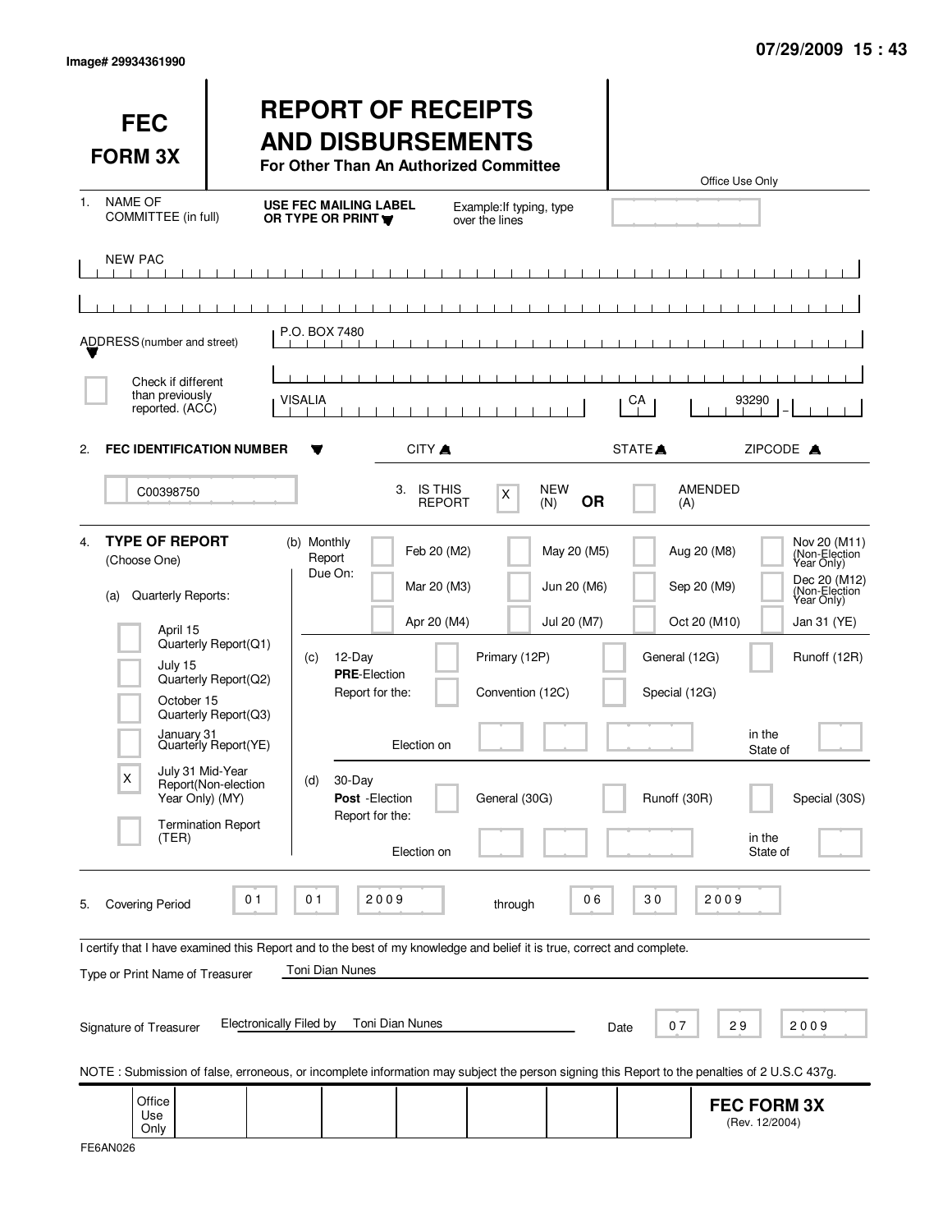Image# 29934361990

07/29/2009 15 : 43

# FEC FORM 3X

# REPORT OF RECEIPTS AND DISBURSEMENTS

**For Other Than An Authorized Committee**

Office Use Only

1. NAME OF COMMITTEE (in full) — **USE FEC MAILING LABEL OR TYPE OR PRINT** — Example: If typing, type over the lines

NEW PAC

ADDRESS (number and street): P.O. BOX 7480

☐ Check if different than previously reported. (ACC)

CITY: VISALIA — STATE: CA — ZIPCODE: 93290

2. **FEC IDENTIFICATION NUMBER**: C00398750

3. IS THIS REPORT: [X] NEW (N) **OR** [ ] AMENDED (A)

4. **TYPE OF REPORT** (Choose One)

(a) Quarterly Reports:

- [ ] April 15 Quarterly Report (Q1)
- [ ] July 15 Quarterly Report (Q2)
- [ ] October 15 Quarterly Report (Q3)
- [ ] January 31 Quarterly Report (YE)
- [X] July 31 Mid-Year Report (Non-election Year Only) (MY)
- [ ] Termination Report (TER)

(b) Monthly Report Due On:

- [ ] Feb 20 (M2)
- [ ] Mar 20 (M3)
- [ ] Apr 20 (M4)
- [ ] May 20 (M5)
- [ ] Jun 20 (M6)
- [ ] Jul 20 (M7)
- [ ] Aug 20 (M8)
- [ ] Sep 20 (M9)
- [ ] Oct 20 (M10)
- [ ] Nov 20 (M11) (Non-Election Year Only)
- [ ] Dec 20 (M12) (Non-Election Year Only)
- [ ] Jan 31 (YE)

(c) 12-Day **PRE**-Election Report for the:

- [ ] Primary (12P)
- [ ] General (12G)
- [ ] Runoff (12R)
- [ ] Convention (12C)
- [ ] Special (12G)

Election on ______ in the State of ______

(d) 30-Day **Post**-Election Report for the:

- [ ] General (30G)
- [ ] Runoff (30R)
- [ ] Special (30S)

Election on ______ in the State of ______

5. Covering Period 01 01 2009 through 06 30 2009

I certify that I have examined this Report and to the best of my knowledge and belief it is true, correct and complete.

Type or Print Name of Treasurer: Toni Dian Nunes

Signature of Treasurer: Electronically Filed by Toni Dian Nunes — Date 07 29 2009

NOTE : Submission of false, erroneous, or incomplete information may subject the person signing this Report to the penalties of 2 U.S.C 437g.

Office Use Only

**FEC FORM 3X** (Rev. 12/2004)

FE6AN026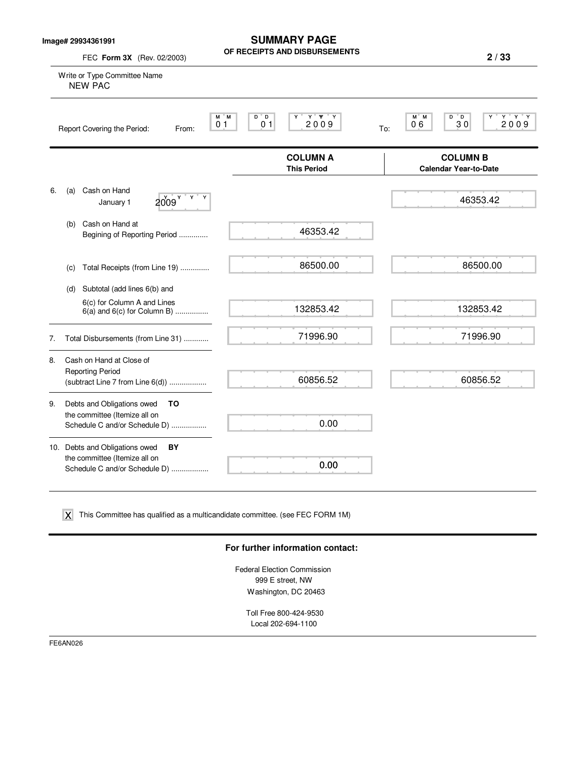Image# 29934361991

# SUMMARY PAGE

## OF RECEIPTS AND DISBURSEMENTS

FEC **Form 3X** (Rev. 02/2003)

Write or Type Committee Name
NEW PAC

Report Covering the Period: From: 01 01 2009 To: 06 30 2009

| | | COLUMN A This Period | COLUMN B Calendar Year-to-Date |
|---|---|---|---|
| 6. | (a) Cash on Hand January 1 2009 | | 46353.42 |
| | (b) Cash on Hand at Begining of Reporting Period .............. | 46353.42 | |
| | (c) Total Receipts (from Line 19) .............. | 86500.00 | 86500.00 |
| | (d) Subtotal (add lines 6(b) and 6(c) for Column A and Lines 6(a) and 6(c) for Column B) ................ | 132853.42 | 132853.42 |
| 7. | Total Disbursements (from Line 31) ............ | 71996.90 | 71996.90 |
| 8. | Cash on Hand at Close of Reporting Period (subtract Line 7 from Line 6(d)) .................. | 60856.52 | 60856.52 |
| 9. | Debts and Obligations owed **TO** the committee (Itemize all on Schedule C and/or Schedule D) ................. | 0.00 | |
| 10. | Debts and Obligations owed **BY** the committee (Itemize all on Schedule C and/or Schedule D) .................. | 0.00 | |

X This Committee has qualified as a multicandidate committee. (see FEC FORM 1M)

**For further information contact:**

Federal Election Commission
999 E street, NW
Washington, DC 20463

Toll Free 800-424-9530
Local 202-694-1100

FE6AN026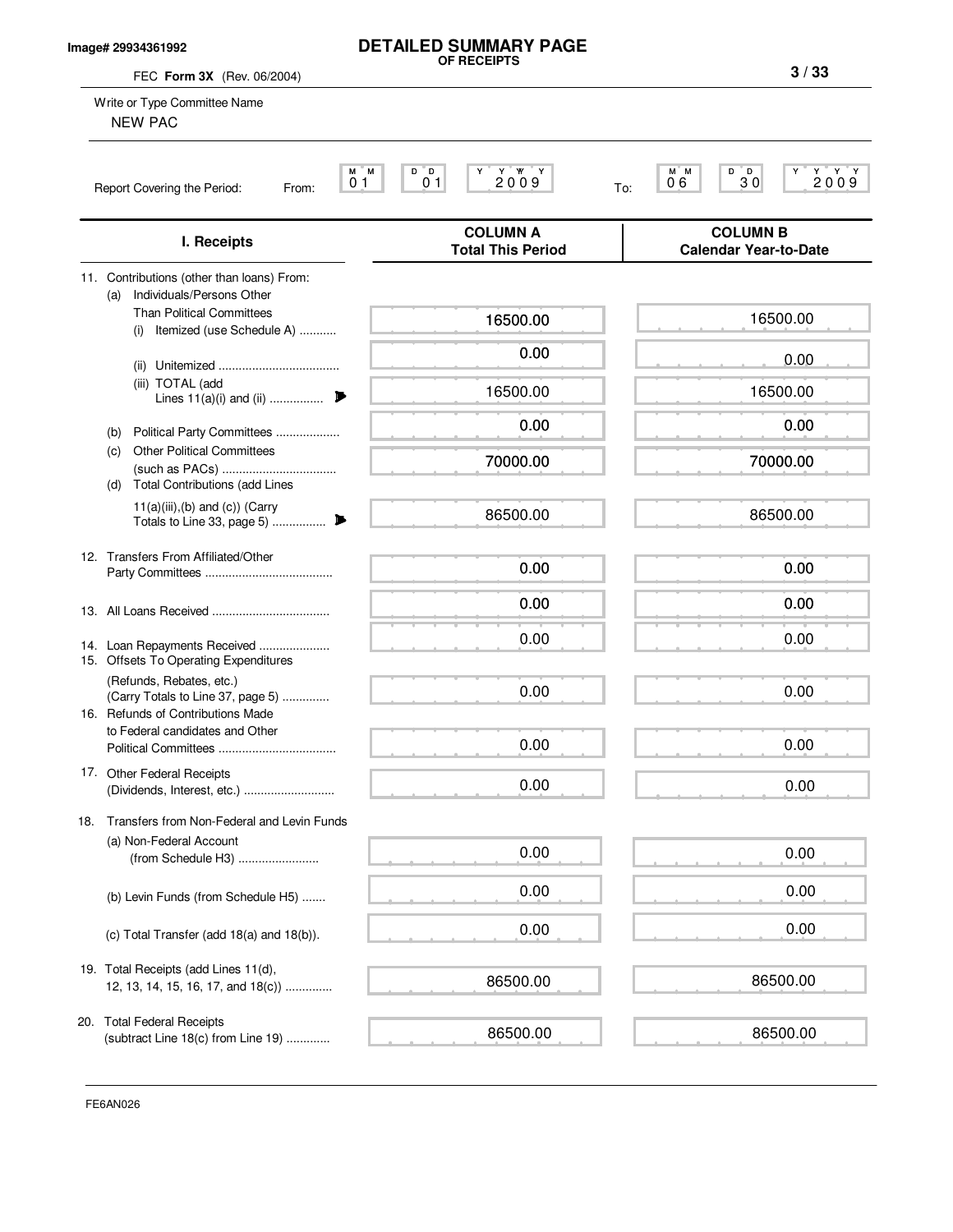Image# 29934361992

# DETAILED SUMMARY PAGE
## OF RECEIPTS

FEC **Form 3X** (Rev. 06/2004)

Write or Type Committee Name

NEW PAC

Report Covering the Period: From: 01 01 2009 To: 06 30 2009

| I. Receipts | COLUMN A Total This Period | COLUMN B Calendar Year-to-Date |
|---|---|---|
| 11. Contributions (other than loans) From: | | |
| (a) Individuals/Persons Other Than Political Committees (i) Itemized (use Schedule A) | 16500.00 | 16500.00 |
| (ii) Unitemized | 0.00 | 0.00 |
| (iii) TOTAL (add Lines 11(a)(i) and (ii) | 16500.00 | 16500.00 |
| (b) Political Party Committees | 0.00 | 0.00 |
| (c) Other Political Committees (such as PACs) | 70000.00 | 70000.00 |
| (d) Total Contributions (add Lines 11(a)(iii),(b) and (c)) (Carry Totals to Line 33, page 5) | 86500.00 | 86500.00 |
| 12. Transfers From Affiliated/Other Party Committees | 0.00 | 0.00 |
| 13. All Loans Received | 0.00 | 0.00 |
| 14. Loan Repayments Received | 0.00 | 0.00 |
| 15. Offsets To Operating Expenditures (Refunds, Rebates, etc.) (Carry Totals to Line 37, page 5) | 0.00 | 0.00 |
| 16. Refunds of Contributions Made to Federal candidates and Other Political Committees | 0.00 | 0.00 |
| 17. Other Federal Receipts (Dividends, Interest, etc.) | 0.00 | 0.00 |
| 18. Transfers from Non-Federal and Levin Funds | | |
| (a) Non-Federal Account (from Schedule H3) | 0.00 | 0.00 |
| (b) Levin Funds (from Schedule H5) | 0.00 | 0.00 |
| (c) Total Transfer (add 18(a) and 18(b)). | 0.00 | 0.00 |
| 19. Total Receipts (add Lines 11(d), 12, 13, 14, 15, 16, 17, and 18(c)) | 86500.00 | 86500.00 |
| 20. Total Federal Receipts (subtract Line 18(c) from Line 19) | 86500.00 | 86500.00 |

FE6AN026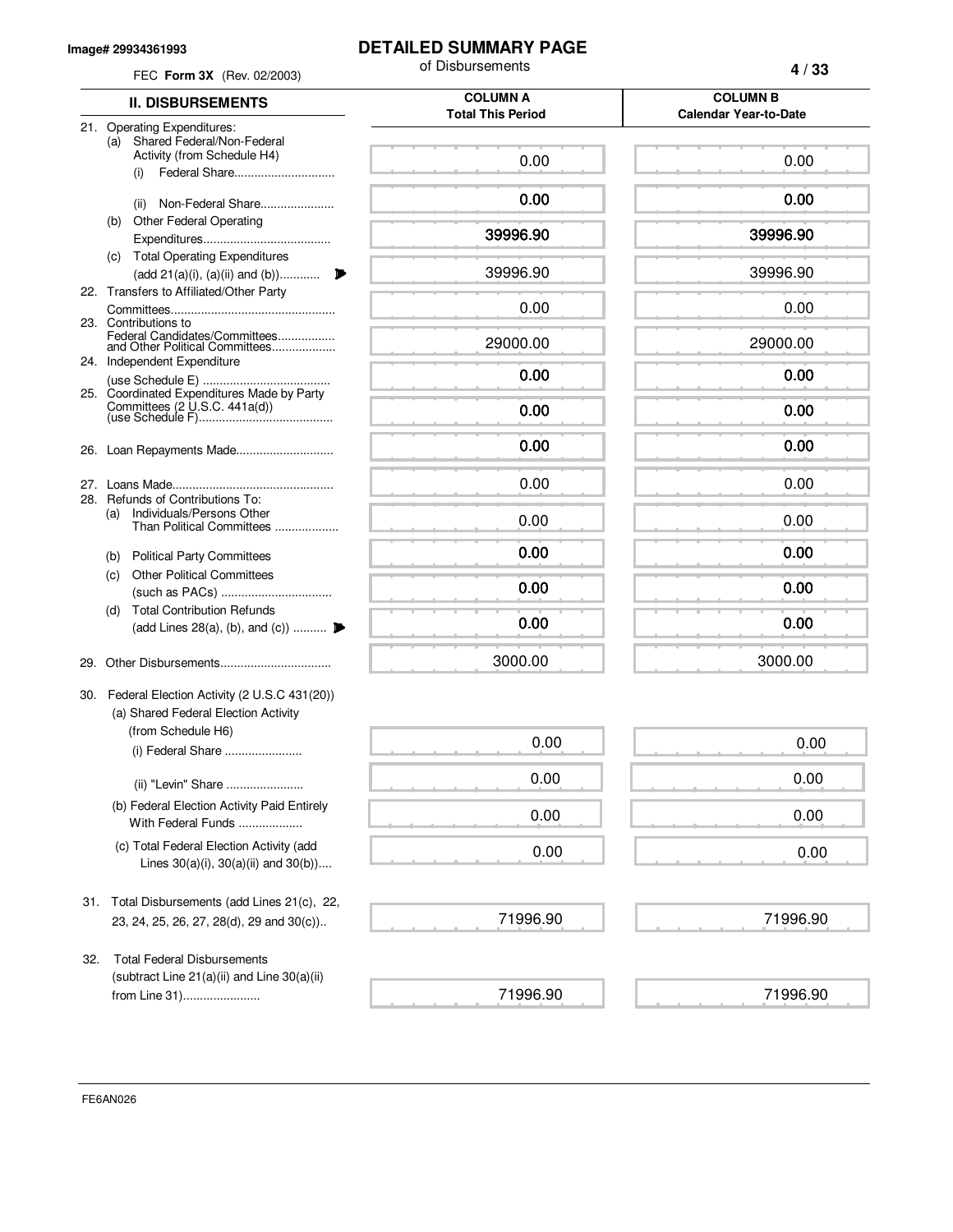Image# 29934361993

FEC **Form 3X** (Rev. 02/2003)

# DETAILED SUMMARY PAGE

of Disbursements

| II. DISBURSEMENTS | COLUMN A Total This Period | COLUMN B Calendar Year-to-Date |
|---|---|---|
| 21. Operating Expenditures: | | |
| (a) Shared Federal/Non-Federal Activity (from Schedule H4) | | |
| (i) Federal Share.............................. | 0.00 | 0.00 |
| (ii) Non-Federal Share...................... | 0.00 | 0.00 |
| (b) Other Federal Operating Expenditures...................................... | 39996.90 | 39996.90 |
| (c) Total Operating Expenditures (add 21(a)(i), (a)(ii) and (b))............ | 39996.90 | 39996.90 |
| 22. Transfers to Affiliated/Other Party Committees................................................ | 0.00 | 0.00 |
| 23. Contributions to Federal Candidates/Committees................. and Other Political Committees................... | 29000.00 | 29000.00 |
| 24. Independent Expenditure (use Schedule E) ...................................... | 0.00 | 0.00 |
| 25. Coordinated Expenditures Made by Party Committees (2 U.S.C. 441a(d)) (use Schedule F)........................................ | 0.00 | 0.00 |
| 26. Loan Repayments Made............................. | 0.00 | 0.00 |
| 27. Loans Made................................................ | 0.00 | 0.00 |
| 28. Refunds of Contributions To: | | |
| (a) Individuals/Persons Other Than Political Committees ................... | 0.00 | 0.00 |
| (b) Political Party Committees | 0.00 | 0.00 |
| (c) Other Political Committees (such as PACs) ................................. | 0.00 | 0.00 |
| (d) Total Contribution Refunds (add Lines 28(a), (b), and (c)) .......... | 0.00 | 0.00 |
| 29. Other Disbursements................................. | 3000.00 | 3000.00 |
| 30. Federal Election Activity (2 U.S.C 431(20)) | | |
| (a) Shared Federal Election Activity (from Schedule H6) | | |
| (i) Federal Share ....................... | 0.00 | 0.00 |
| (ii) "Levin" Share ....................... | 0.00 | 0.00 |
| (b) Federal Election Activity Paid Entirely With Federal Funds ................... | 0.00 | 0.00 |
| (c) Total Federal Election Activity (add Lines 30(a)(i), 30(a)(ii) and 30(b)).... | 0.00 | 0.00 |
| 31. Total Disbursements (add Lines 21(c), 22, 23, 24, 25, 26, 27, 28(d), 29 and 30(c)).. | 71996.90 | 71996.90 |
| 32. Total Federal Disbursements (subtract Line 21(a)(ii) and Line 30(a)(ii) from Line 31)....................... | 71996.90 | 71996.90 |

FE6AN026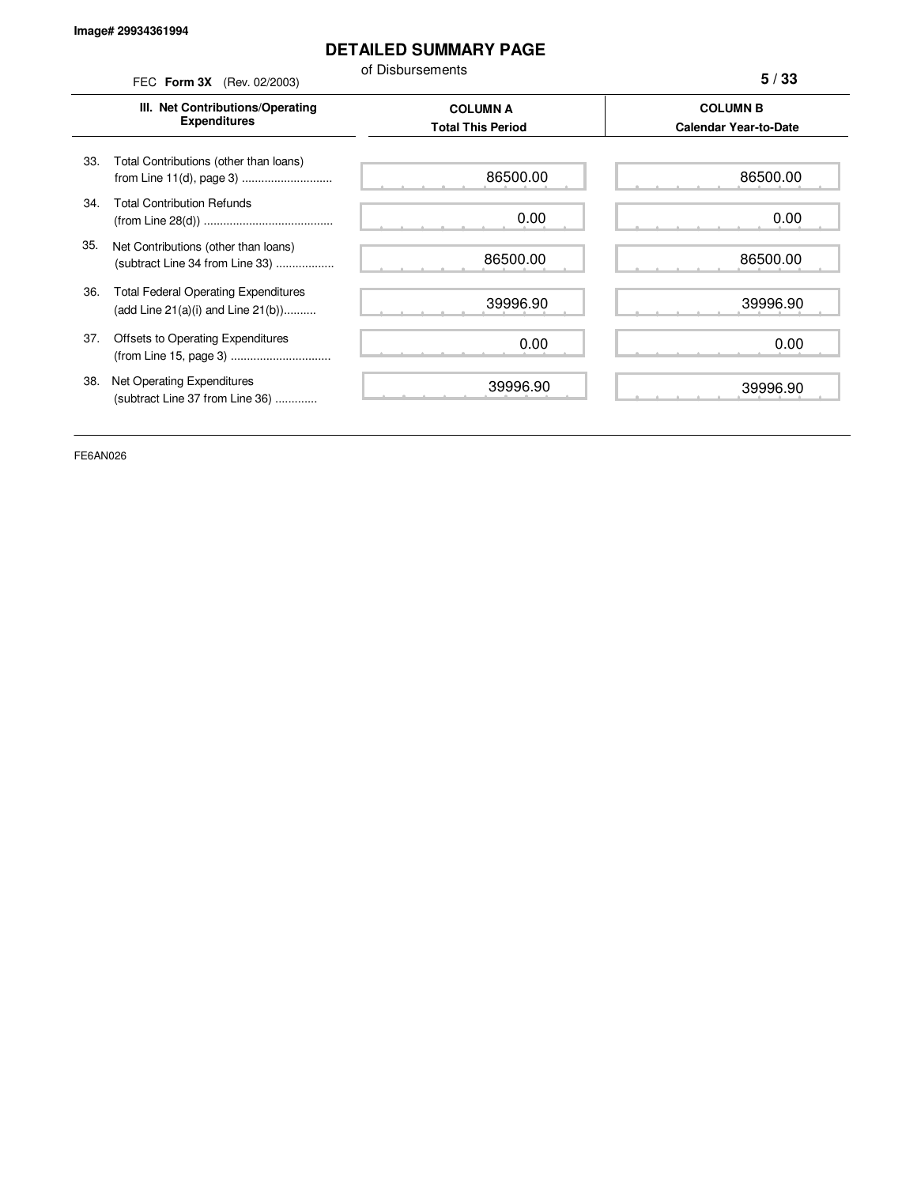Image# 29934361994

# DETAILED SUMMARY PAGE

of Disbursements

FEC **Form 3X** (Rev. 02/2003)

| III. Net Contributions/Operating Expenditures | COLUMN A Total This Period | COLUMN B Calendar Year-to-Date |
|---|---|---|
| 33. Total Contributions (other than loans) from Line 11(d), page 3 | 86500.00 | 86500.00 |
| 34. Total Contribution Refunds (from Line 28(d)) | 0.00 | 0.00 |
| 35. Net Contributions (other than loans) (subtract Line 34 from Line 33) | 86500.00 | 86500.00 |
| 36. Total Federal Operating Expenditures (add Line 21(a)(i) and Line 21(b)) | 39996.90 | 39996.90 |
| 37. Offsets to Operating Expenditures (from Line 15, page 3) | 0.00 | 0.00 |
| 38. Net Operating Expenditures (subtract Line 37 from Line 36) | 39996.90 | 39996.90 |

FE6AN026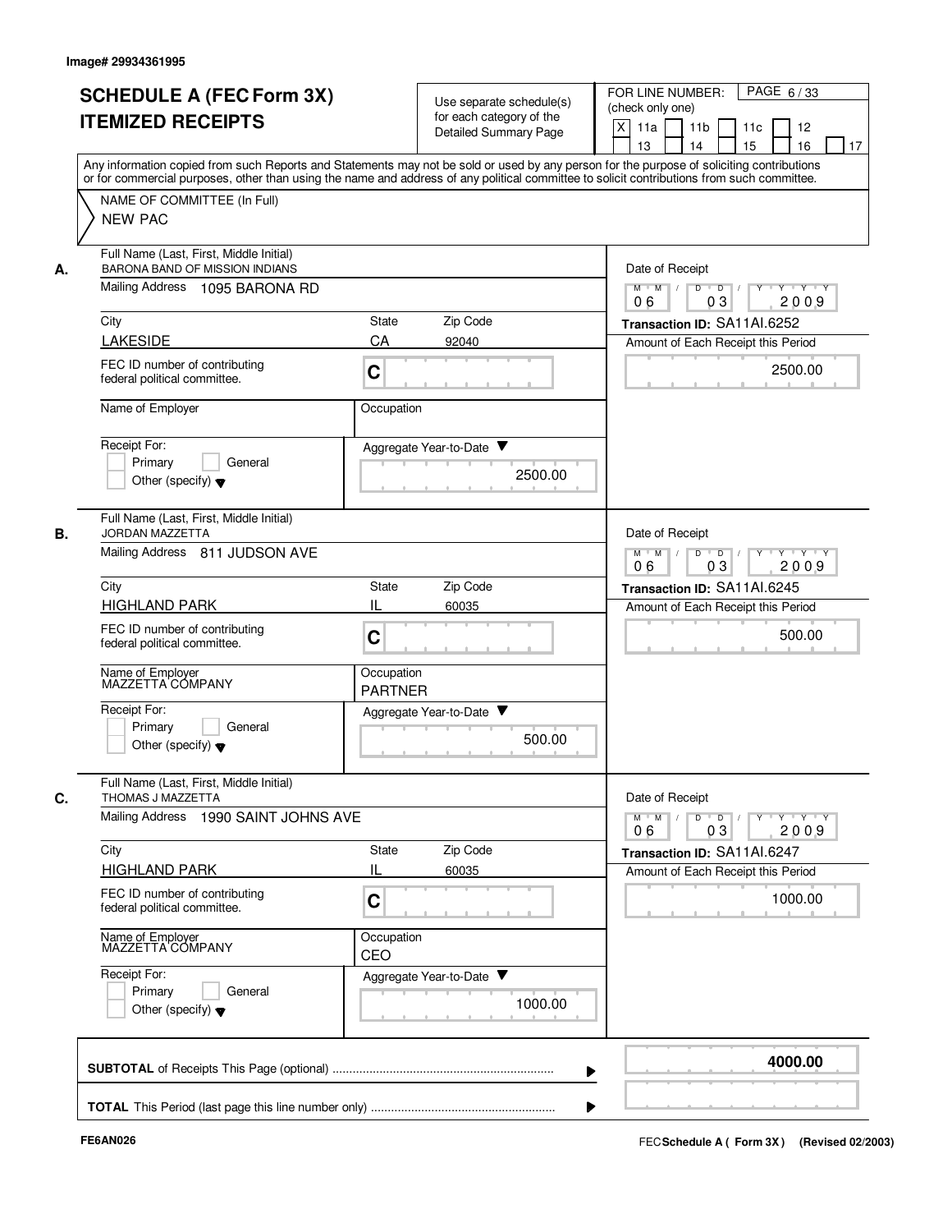Image# 29934361995

# SCHEDULE A (FEC Form 3X) ITEMIZED RECEIPTS

Use separate schedule(s) for each category of the Detailed Summary Page

FOR LINE NUMBER: (check only one)

[X] 11a [ ] 11b [ ] 11c [ ] 12 [ ] 13 [ ] 14 [ ] 15 [ ] 16 [ ] 17

Any information copied from such Reports and Statements may not be sold or used by any person for the purpose of soliciting contributions or for commercial purposes, other than using the name and address of any political committee to solicit contributions from such committee.

NAME OF COMMITTEE (In Full)
NEW PAC

**A.**

| Field | Value |
|---|---|
| Full Name (Last, First, Middle Initial) | BARONA BAND OF MISSION INDIANS |
| Mailing Address | 1095 BARONA RD |
| City | LAKESIDE |
| State | CA |
| Zip Code | 92040 |
| FEC ID number of contributing federal political committee. | C |
| Name of Employer | |
| Occupation | |
| Receipt For: | Primary / General / Other (specify) |
| Aggregate Year-to-Date | 2500.00 |
| Date of Receipt | 06 / 03 / 2009 |
| Transaction ID | SA11AI.6252 |
| Amount of Each Receipt this Period | 2500.00 |

**B.**

| Field | Value |
|---|---|
| Full Name (Last, First, Middle Initial) | JORDAN MAZZETTA |
| Mailing Address | 811 JUDSON AVE |
| City | HIGHLAND PARK |
| State | IL |
| Zip Code | 60035 |
| FEC ID number of contributing federal political committee. | C |
| Name of Employer | MAZZETTA COMPANY |
| Occupation | PARTNER |
| Receipt For: | Primary / General / Other (specify) |
| Aggregate Year-to-Date | 500.00 |
| Date of Receipt | 06 / 03 / 2009 |
| Transaction ID | SA11AI.6245 |
| Amount of Each Receipt this Period | 500.00 |

**C.**

| Field | Value |
|---|---|
| Full Name (Last, First, Middle Initial) | THOMAS J MAZZETTA |
| Mailing Address | 1990 SAINT JOHNS AVE |
| City | HIGHLAND PARK |
| State | IL |
| Zip Code | 60035 |
| FEC ID number of contributing federal political committee. | C |
| Name of Employer | MAZZETTA COMPANY |
| Occupation | CEO |
| Receipt For: | Primary / General / Other (specify) |
| Aggregate Year-to-Date | 1000.00 |
| Date of Receipt | 06 / 03 / 2009 |
| Transaction ID | SA11AI.6247 |
| Amount of Each Receipt this Period | 1000.00 |

**SUBTOTAL** of Receipts This Page (optional) ..................... **4000.00**

**TOTAL** This Period (last page this line number only) .....................

FE6AN026

FEC **Schedule A ( Form 3X )** (Revised 02/2003)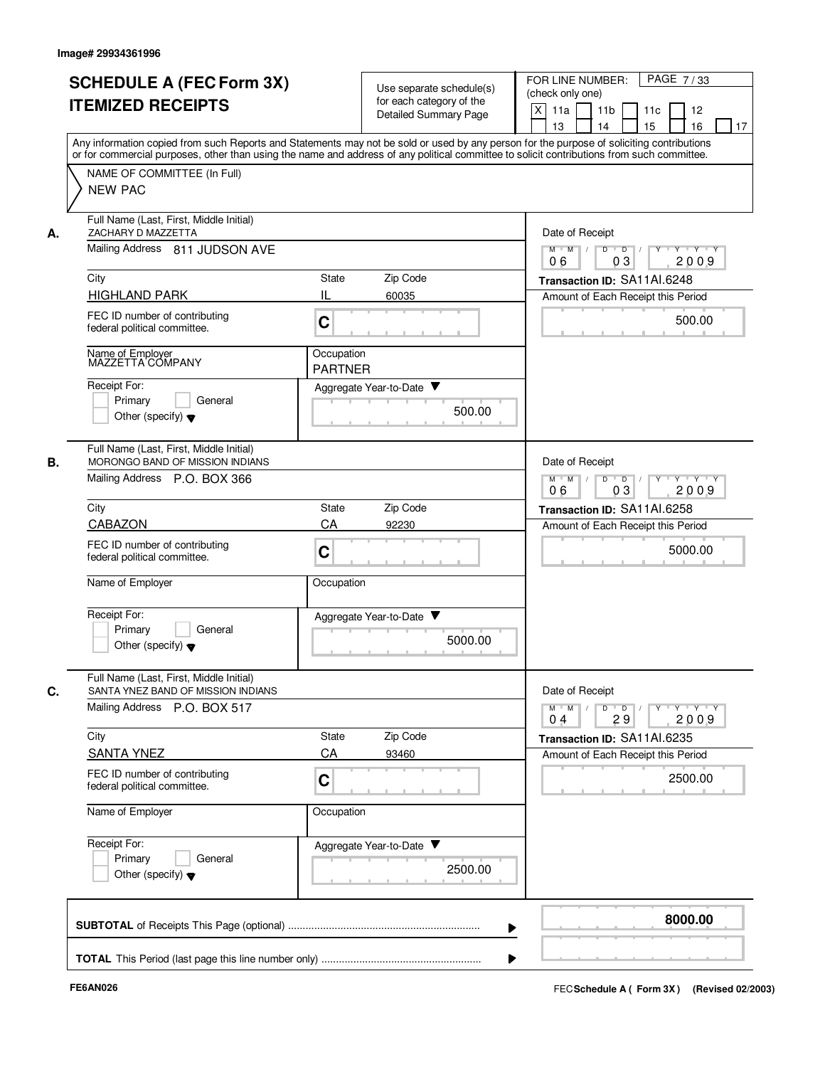Image# 29934361996

# SCHEDULE A (FEC Form 3X)
# ITEMIZED RECEIPTS

Use separate schedule(s) for each category of the Detailed Summary Page

FOR LINE NUMBER: (check only one)

X 11a | 11b | 11c | 12 | 13 | 14 | 15 | 16 | 17

PAGE 7 / 33

Any information copied from such Reports and Statements may not be sold or used by any person for the purpose of soliciting contributions or for commercial purposes, other than using the name and address of any political committee to solicit contributions from such committee.

NAME OF COMMITTEE (In Full)
NEW PAC

**A.**

| Field | Value |
|---|---|
| Full Name (Last, First, Middle Initial) | ZACHARY D MAZZETTA |
| Mailing Address | 811 JUDSON AVE |
| City | HIGHLAND PARK |
| State | IL |
| Zip Code | 60035 |
| FEC ID number of contributing federal political committee. | C |
| Name of Employer | MAZZETTA COMPANY |
| Occupation | PARTNER |
| Receipt For: | Primary / General / Other (specify) |
| Aggregate Year-to-Date | 500.00 |
| Date of Receipt | 06 03 2009 |
| Transaction ID | SA11AI.6248 |
| Amount of Each Receipt this Period | 500.00 |

**B.**

| Field | Value |
|---|---|
| Full Name (Last, First, Middle Initial) | MORONGO BAND OF MISSION INDIANS |
| Mailing Address | P.O. BOX 366 |
| City | CABAZON |
| State | CA |
| Zip Code | 92230 |
| FEC ID number of contributing federal political committee. | C |
| Name of Employer | |
| Occupation | |
| Receipt For: | Primary / General / Other (specify) |
| Aggregate Year-to-Date | 5000.00 |
| Date of Receipt | 06 03 2009 |
| Transaction ID | SA11AI.6258 |
| Amount of Each Receipt this Period | 5000.00 |

**C.**

| Field | Value |
|---|---|
| Full Name (Last, First, Middle Initial) | SANTA YNEZ BAND OF MISSION INDIANS |
| Mailing Address | P.O. BOX 517 |
| City | SANTA YNEZ |
| State | CA |
| Zip Code | 93460 |
| FEC ID number of contributing federal political committee. | C |
| Name of Employer | |
| Occupation | |
| Receipt For: | Primary / General / Other (specify) |
| Aggregate Year-to-Date | 2500.00 |
| Date of Receipt | 04 29 2009 |
| Transaction ID | SA11AI.6235 |
| Amount of Each Receipt this Period | 2500.00 |

**SUBTOTAL** of Receipts This Page (optional) ........ **8000.00**

**TOTAL** This Period (last page this line number only) ........

FE6AN026

FEC **Schedule A ( Form 3X )** (Revised 02/2003)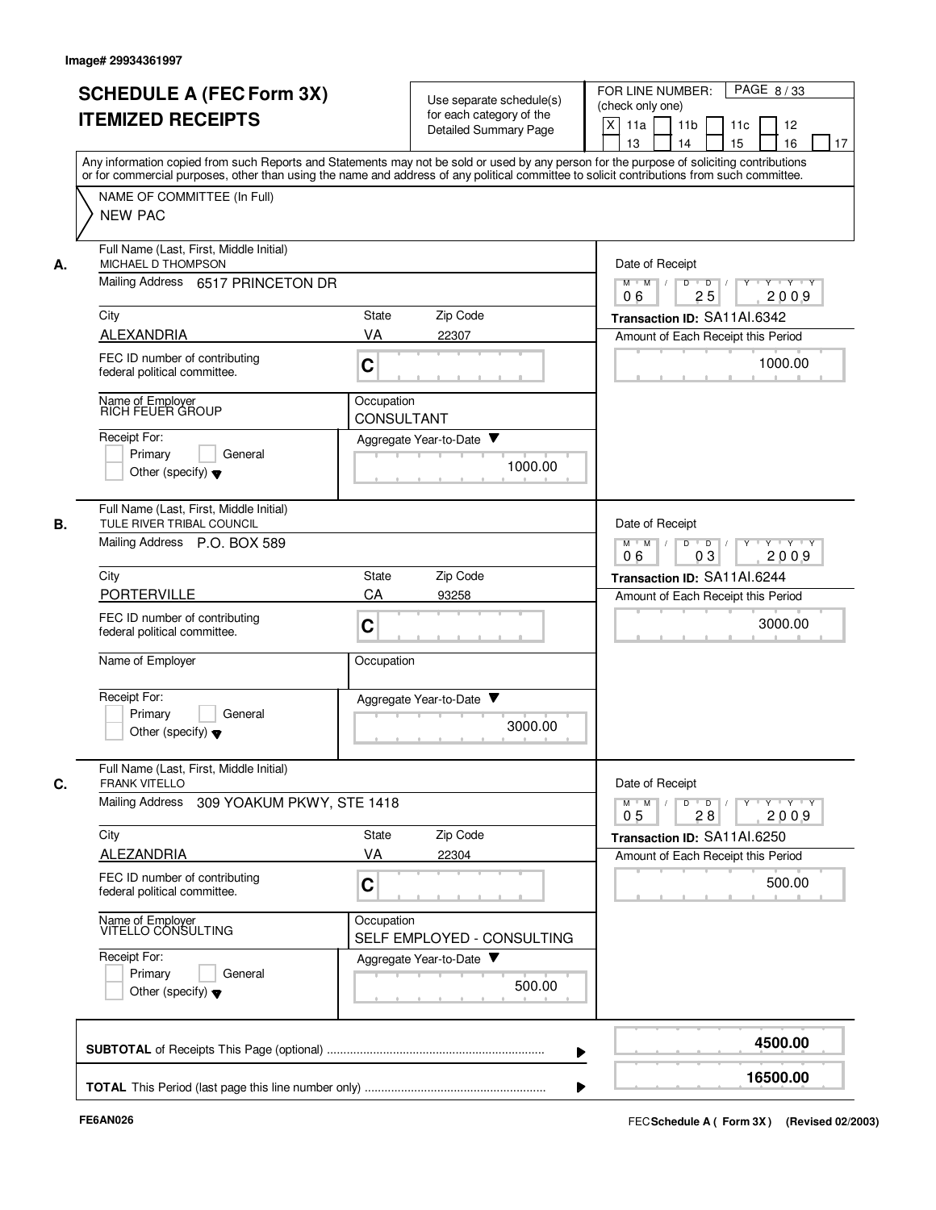Image# 29934361997

# SCHEDULE A (FEC Form 3X) ITEMIZED RECEIPTS

Use separate schedule(s) for each category of the Detailed Summary Page

FOR LINE NUMBER: (check only one)

[X] 11a [ ] 11b [ ] 11c [ ] 12 [ ] 13 [ ] 14 [ ] 15 [ ] 16 [ ] 17

PAGE 8 / 33

Any information copied from such Reports and Statements may not be sold or used by any person for the purpose of soliciting contributions or for commercial purposes, other than using the name and address of any political committee to solicit contributions from such committee.

NAME OF COMMITTEE (In Full)
NEW PAC

## A.

| Field | Value |
|---|---|
| Full Name (Last, First, Middle Initial) | MICHAEL D THOMPSON |
| Mailing Address | 6517 PRINCETON DR |
| City | ALEXANDRIA |
| State | VA |
| Zip Code | 22307 |
| FEC ID number of contributing federal political committee. | C |
| Name of Employer | RICH FEUER GROUP |
| Occupation | CONSULTANT |
| Receipt For | Primary / General / Other (specify) |
| Aggregate Year-to-Date | 1000.00 |
| Date of Receipt | 06 / 25 / 2009 |
| Transaction ID | SA11AI.6342 |
| Amount of Each Receipt this Period | 1000.00 |

## B.

| Field | Value |
|---|---|
| Full Name (Last, First, Middle Initial) | TULE RIVER TRIBAL COUNCIL |
| Mailing Address | P.O. BOX 589 |
| City | PORTERVILLE |
| State | CA |
| Zip Code | 93258 |
| FEC ID number of contributing federal political committee. | C |
| Name of Employer | |
| Occupation | |
| Receipt For | Primary / General / Other (specify) |
| Aggregate Year-to-Date | 3000.00 |
| Date of Receipt | 06 / 03 / 2009 |
| Transaction ID | SA11AI.6244 |
| Amount of Each Receipt this Period | 3000.00 |

## C.

| Field | Value |
|---|---|
| Full Name (Last, First, Middle Initial) | FRANK VITELLO |
| Mailing Address | 309 YOAKUM PKWY, STE 1418 |
| City | ALEZANDRIA |
| State | VA |
| Zip Code | 22304 |
| FEC ID number of contributing federal political committee. | C |
| Name of Employer | VITELLO CONSULTING |
| Occupation | SELF EMPLOYED - CONSULTING |
| Receipt For | Primary / General / Other (specify) |
| Aggregate Year-to-Date | 500.00 |
| Date of Receipt | 05 / 28 / 2009 |
| Transaction ID | SA11AI.6250 |
| Amount of Each Receipt this Period | 500.00 |

**SUBTOTAL** of Receipts This Page (optional) ..... **4500.00**

**TOTAL** This Period (last page this line number only) ..... **16500.00**

FE6AN026

FEC **Schedule A ( Form 3X)** (Revised 02/2003)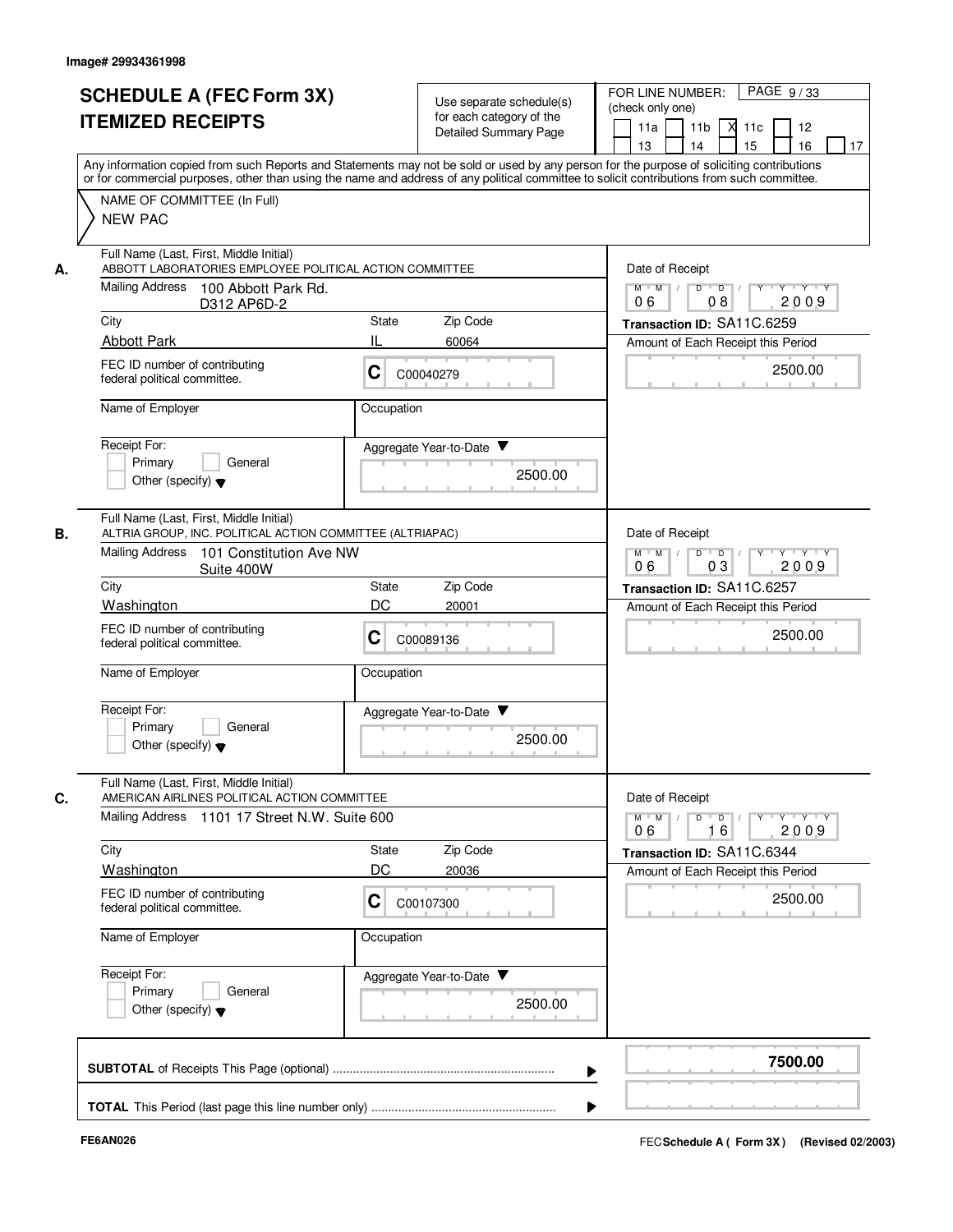Image# 29934361998

# SCHEDULE A (FEC Form 3X) ITEMIZED RECEIPTS

Use separate schedule(s) for each category of the Detailed Summary Page

FOR LINE NUMBER: (check only one)
11a [ ] 11b [ ] 11c [X] 12 [ ] 13 [ ] 14 [ ] 15 [ ] 16 [ ] 17 [ ]

PAGE 9 / 33

Any information copied from such Reports and Statements may not be sold or used by any person for the purpose of soliciting contributions or for commercial purposes, other than using the name and address of any political committee to solicit contributions from such committee.

NAME OF COMMITTEE (In Full)
NEW PAC

---

**A.** Full Name (Last, First, Middle Initial)
ABBOTT LABORATORIES EMPLOYEE POLITICAL ACTION COMMITTEE

Mailing Address: 100 Abbott Park Rd.
D312 AP6D-2

| City | State | Zip Code |
|---|---|---|
| Abbott Park | IL | 60064 |

FEC ID number of contributing federal political committee: C C00040279

Name of Employer:
Occupation:

Receipt For: [ ] Primary [ ] General [ ] Other (specify)

Aggregate Year-to-Date: 2500.00

Date of Receipt: 06 / 08 / 2009
Transaction ID: SA11C.6259
Amount of Each Receipt this Period: 2500.00

---

**B.** Full Name (Last, First, Middle Initial)
ALTRIA GROUP, INC. POLITICAL ACTION COMMITTEE (ALTRIAPAC)

Mailing Address: 101 Constitution Ave NW
Suite 400W

| City | State | Zip Code |
|---|---|---|
| Washington | DC | 20001 |

FEC ID number of contributing federal political committee: C C00089136

Name of Employer:
Occupation:

Receipt For: [ ] Primary [ ] General [ ] Other (specify)

Aggregate Year-to-Date: 2500.00

Date of Receipt: 06 / 03 / 2009
Transaction ID: SA11C.6257
Amount of Each Receipt this Period: 2500.00

---

**C.** Full Name (Last, First, Middle Initial)
AMERICAN AIRLINES POLITICAL ACTION COMMITTEE

Mailing Address: 1101 17 Street N.W. Suite 600

| City | State | Zip Code |
|---|---|---|
| Washington | DC | 20036 |

FEC ID number of contributing federal political committee: C C00107300

Name of Employer:
Occupation:

Receipt For: [ ] Primary [ ] General [ ] Other (specify)

Aggregate Year-to-Date: 2500.00

Date of Receipt: 06 / 16 / 2009
Transaction ID: SA11C.6344
Amount of Each Receipt this Period: 2500.00

---

**SUBTOTAL** of Receipts This Page (optional): **7500.00**

**TOTAL** This Period (last page this line number only):

FE6AN026

FEC **Schedule A ( Form 3X )** (Revised 02/2003)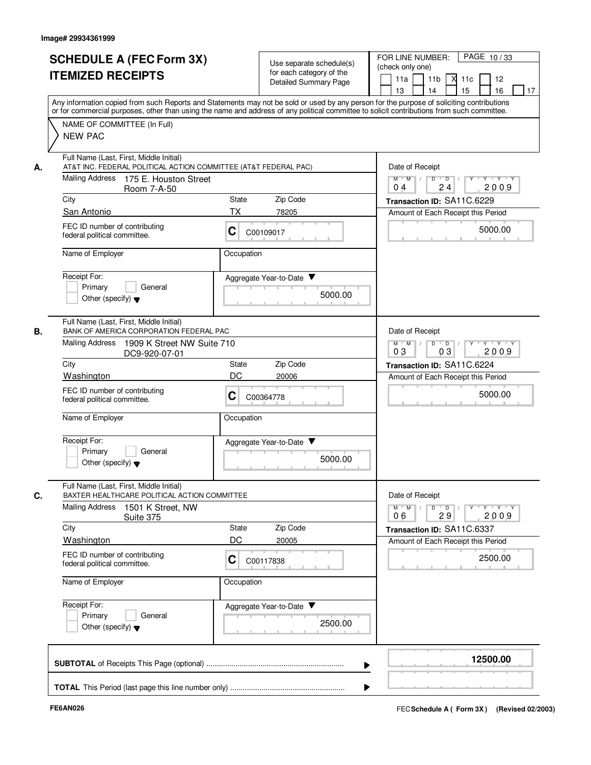Image# 29934361999

# SCHEDULE A (FEC Form 3X)
## ITEMIZED RECEIPTS

Use separate schedule(s) for each category of the Detailed Summary Page

FOR LINE NUMBER: (check only one)
11a | 11b | X 11c | 12 | 13 | 14 | 15 | 16 | 17

PAGE 10 / 33

Any information copied from such Reports and Statements may not be sold or used by any person for the purpose of soliciting contributions or for commercial purposes, other than using the name and address of any political committee to solicit contributions from such committee.

NAME OF COMMITTEE (In Full)
NEW PAC

---

**A.** Full Name (Last, First, Middle Initial)
AT&T INC. FEDERAL POLITICAL ACTION COMMITTEE (AT&T FEDERAL PAC)

Mailing Address: 175 E. Houston Street, Room 7-A-50

City: San Antonio | State: TX | Zip Code: 78205

FEC ID number of contributing federal political committee: C C00109017

Name of Employer: | Occupation:

Receipt For: Primary | General | Other (specify)

Date of Receipt: 04 / 24 / 2009

Transaction ID: SA11C.6229

Amount of Each Receipt this Period: 5000.00

Aggregate Year-to-Date: 5000.00

---

**B.** Full Name (Last, First, Middle Initial)
BANK OF AMERICA CORPORATION FEDERAL PAC

Mailing Address: 1909 K Street NW Suite 710, DC9-920-07-01

City: Washington | State: DC | Zip Code: 20006

FEC ID number of contributing federal political committee: C C00364778

Name of Employer: | Occupation:

Receipt For: Primary | General | Other (specify)

Date of Receipt: 03 / 03 / 2009

Transaction ID: SA11C.6224

Amount of Each Receipt this Period: 5000.00

Aggregate Year-to-Date: 5000.00

---

**C.** Full Name (Last, First, Middle Initial)
BAXTER HEALTHCARE POLITICAL ACTION COMMITTEE

Mailing Address: 1501 K Street, NW, Suite 375

City: Washington | State: DC | Zip Code: 20005

FEC ID number of contributing federal political committee: C C00117838

Name of Employer: | Occupation:

Receipt For: Primary | General | Other (specify)

Date of Receipt: 06 / 29 / 2009

Transaction ID: SA11C.6337

Amount of Each Receipt this Period: 2500.00

Aggregate Year-to-Date: 2500.00

---

**SUBTOTAL** of Receipts This Page (optional): **12500.00**

**TOTAL** This Period (last page this line number only):

FE6AN026

FEC **Schedule A ( Form 3X )** (Revised 02/2003)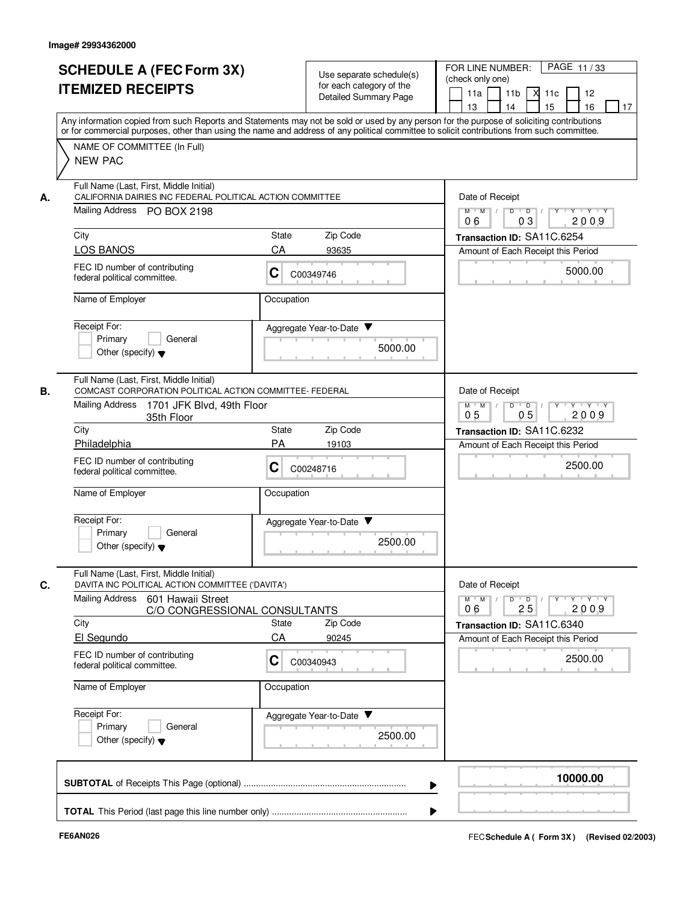Image# 29934362000

# SCHEDULE A (FEC Form 3X) ITEMIZED RECEIPTS

Use separate schedule(s) for each category of the Detailed Summary Page

FOR LINE NUMBER: (check only one)
11a [ ] 11b [ ] 11c [X] 12 [ ] 13 [ ] 14 [ ] 15 [ ] 16 [ ] 17 [ ]

Any information copied from such Reports and Statements may not be sold or used by any person for the purpose of soliciting contributions or for commercial purposes, other than using the name and address of any political committee to solicit contributions from such committee.

NAME OF COMMITTEE (In Full)
NEW PAC

**A.** Full Name (Last, First, Middle Initial): CALIFORNIA DAIRIES INC FEDERAL POLITICAL ACTION COMMITTEE
Mailing Address: PO BOX 2198
City: LOS BANOS | State: CA | Zip Code: 93635
FEC ID number of contributing federal political committee: C C00349746
Name of Employer:
Occupation:
Receipt For: Primary / General / Other (specify)
Aggregate Year-to-Date: 5000.00
Date of Receipt: 06 03 2009
Transaction ID: SA11C.6254
Amount of Each Receipt this Period: 5000.00

**B.** Full Name (Last, First, Middle Initial): COMCAST CORPORATION POLITICAL ACTION COMMITTEE- FEDERAL
Mailing Address: 1701 JFK Blvd, 49th Floor
35th Floor
City: Philadelphia | State: PA | Zip Code: 19103
FEC ID number of contributing federal political committee: C C00248716
Name of Employer:
Occupation:
Receipt For: Primary / General / Other (specify)
Aggregate Year-to-Date: 2500.00
Date of Receipt: 05 05 2009
Transaction ID: SA11C.6232
Amount of Each Receipt this Period: 2500.00

**C.** Full Name (Last, First, Middle Initial): DAVITA INC POLITICAL ACTION COMMITTEE ('DAVITA')
Mailing Address: 601 Hawaii Street
C/O CONGRESSIONAL CONSULTANTS
City: El Segundo | State: CA | Zip Code: 90245
FEC ID number of contributing federal political committee: C C00340943
Name of Employer:
Occupation:
Receipt For: Primary / General / Other (specify)
Aggregate Year-to-Date: 2500.00
Date of Receipt: 06 25 2009
Transaction ID: SA11C.6340
Amount of Each Receipt this Period: 2500.00

**SUBTOTAL** of Receipts This Page (optional): **10000.00**

**TOTAL** This Period (last page this line number only):

FE6AN026

FEC **Schedule A ( Form 3X)** (Revised 02/2003)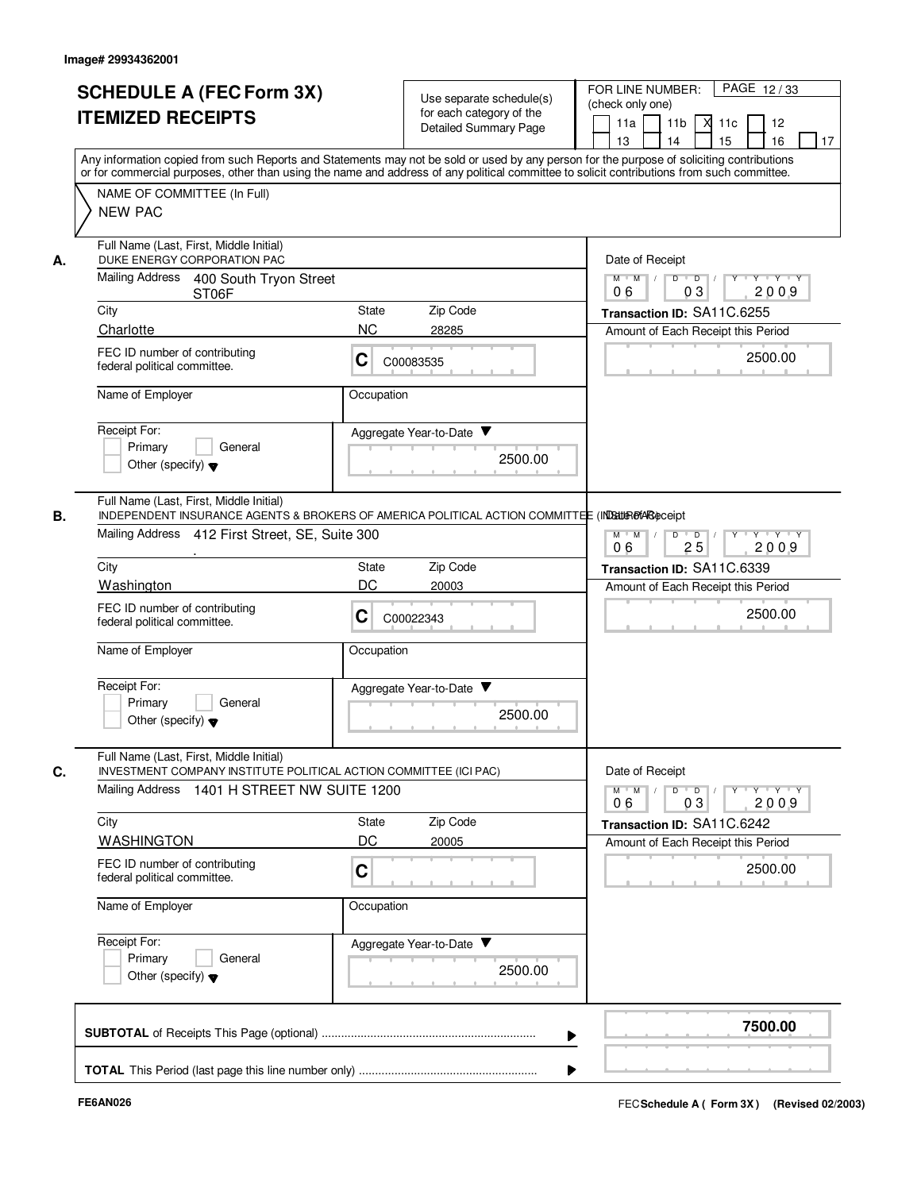Image# 29934362001

# SCHEDULE A (FEC Form 3X) ITEMIZED RECEIPTS

Use separate schedule(s) for each category of the Detailed Summary Page

FOR LINE NUMBER: (check only one)

11a | 11b | X 11c | 12 | 13 | 14 | 15 | 16 | 17

PAGE 12 / 33

Any information copied from such Reports and Statements may not be sold or used by any person for the purpose of soliciting contributions or for commercial purposes, other than using the name and address of any political committee to solicit contributions from such committee.

NAME OF COMMITTEE (In Full)
NEW PAC

**A.** Full Name (Last, First, Middle Initial)
DUKE ENERGY CORPORATION PAC

Mailing Address: 400 South Tryon Street ST06F

City: Charlotte | State: NC | Zip Code: 28285

FEC ID number of contributing federal political committee: C C00083535

Name of Employer:

Occupation:

Receipt For: Primary / General / Other (specify)

Aggregate Year-to-Date: 2500.00

Date of Receipt: 06 / 03 / 2009

Transaction ID: SA11C.6255

Amount of Each Receipt this Period: 2500.00

**B.** Full Name (Last, First, Middle Initial)
INDEPENDENT INSURANCE AGENTS & BROKERS OF AMERICA POLITICAL ACTION COMMITTEE (IIABA PAC)

Mailing Address: 412 First Street, SE, Suite 300

City: Washington | State: DC | Zip Code: 20003

FEC ID number of contributing federal political committee: C C00022343

Name of Employer:

Occupation:

Receipt For: Primary / General / Other (specify)

Aggregate Year-to-Date: 2500.00

Date of Receipt: 06 / 25 / 2009

Transaction ID: SA11C.6339

Amount of Each Receipt this Period: 2500.00

**C.** Full Name (Last, First, Middle Initial)
INVESTMENT COMPANY INSTITUTE POLITICAL ACTION COMMITTEE (ICI PAC)

Mailing Address: 1401 H STREET NW SUITE 1200

City: WASHINGTON | State: DC | Zip Code: 20005

FEC ID number of contributing federal political committee: C

Name of Employer:

Occupation:

Receipt For: Primary / General / Other (specify)

Aggregate Year-to-Date: 2500.00

Date of Receipt: 06 / 03 / 2009

Transaction ID: SA11C.6242

Amount of Each Receipt this Period: 2500.00

**SUBTOTAL** of Receipts This Page (optional): **7500.00**

**TOTAL** This Period (last page this line number only):

FE6AN026

FEC Schedule A ( Form 3X ) (Revised 02/2003)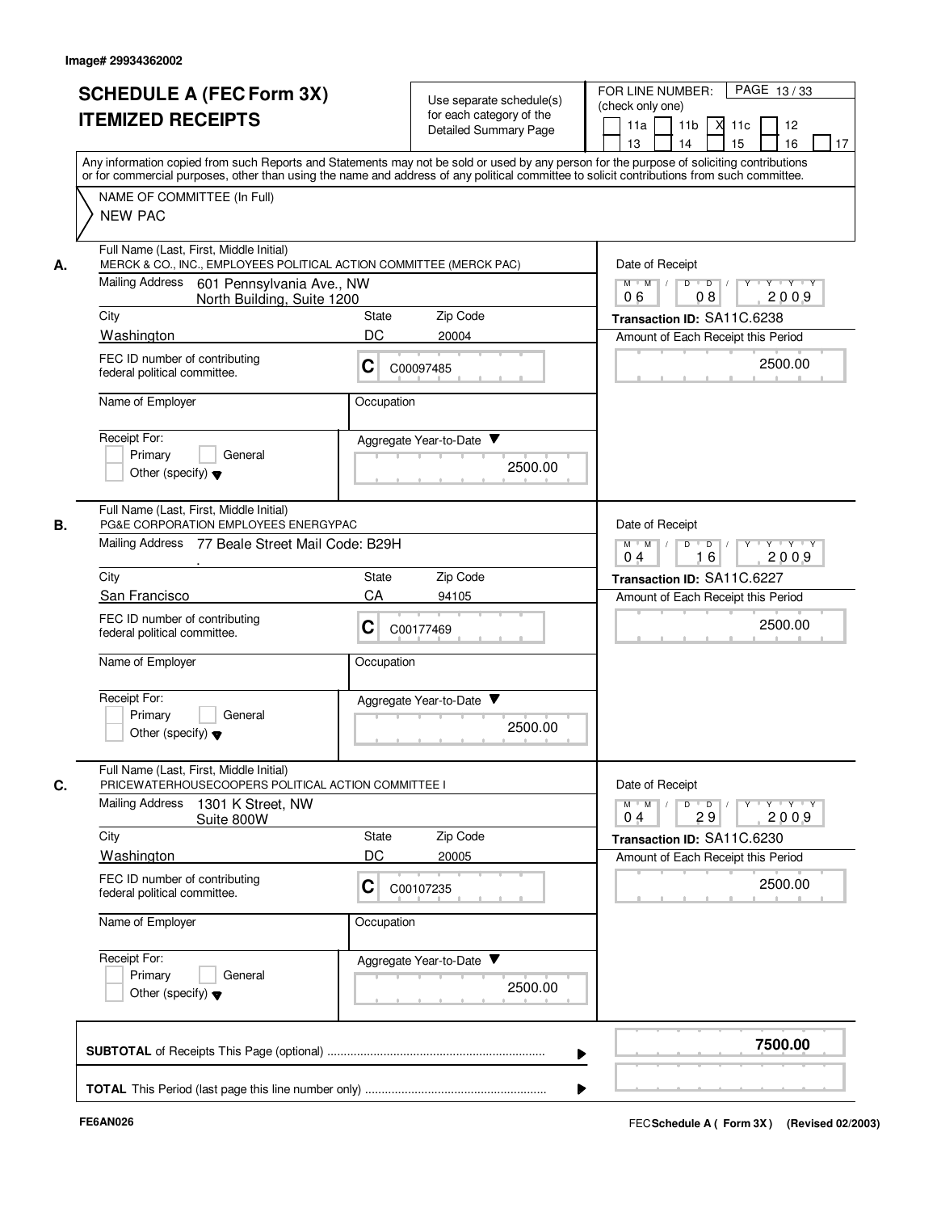Image# 29934362002

# SCHEDULE A (FEC Form 3X)
# ITEMIZED RECEIPTS

Use separate schedule(s) for each category of the Detailed Summary Page

FOR LINE NUMBER: (check only one)

PAGE 13 / 33

- [ ] 11a
- [ ] 11b
- [X] 11c
- [ ] 12
- [ ] 13
- [ ] 14
- [ ] 15
- [ ] 16
- [ ] 17

Any information copied from such Reports and Statements may not be sold or used by any person for the purpose of soliciting contributions or for commercial purposes, other than using the name and address of any political committee to solicit contributions from such committee.

NAME OF COMMITTEE (In Full)
NEW PAC

---

**A.**

Full Name (Last, First, Middle Initial): MERCK & CO., INC., EMPLOYEES POLITICAL ACTION COMMITTEE (MERCK PAC)

Mailing Address: 601 Pennsylvania Ave., NW
North Building, Suite 1200

| City | State | Zip Code |
|---|---|---|
| Washington | DC | 20004 |

FEC ID number of contributing federal political committee: C C00097485

Name of Employer:

Occupation:

Receipt For: Primary / General / Other (specify)

Aggregate Year-to-Date: 2500.00

Date of Receipt: 06 / 08 / 2009

Transaction ID: SA11C.6238

Amount of Each Receipt this Period: 2500.00

---

**B.**

Full Name (Last, First, Middle Initial): PG&E CORPORATION EMPLOYEES ENERGYPAC

Mailing Address: 77 Beale Street Mail Code: B29H
.

| City | State | Zip Code |
|---|---|---|
| San Francisco | CA | 94105 |

FEC ID number of contributing federal political committee: C C00177469

Name of Employer:

Occupation:

Receipt For: Primary / General / Other (specify)

Aggregate Year-to-Date: 2500.00

Date of Receipt: 04 / 16 / 2009

Transaction ID: SA11C.6227

Amount of Each Receipt this Period: 2500.00

---

**C.**

Full Name (Last, First, Middle Initial): PRICEWATERHOUSECOOPERS POLITICAL ACTION COMMITTEE I

Mailing Address: 1301 K Street, NW
Suite 800W

| City | State | Zip Code |
|---|---|---|
| Washington | DC | 20005 |

FEC ID number of contributing federal political committee: C C00107235

Name of Employer:

Occupation:

Receipt For: Primary / General / Other (specify)

Aggregate Year-to-Date: 2500.00

Date of Receipt: 04 / 29 / 2009

Transaction ID: SA11C.6230

Amount of Each Receipt this Period: 2500.00

---

**SUBTOTAL** of Receipts This Page (optional) ........................................ **7500.00**

**TOTAL** This Period (last page this line number only) ........................................

FE6AN026

FEC **Schedule A ( Form 3X )** (Revised 02/2003)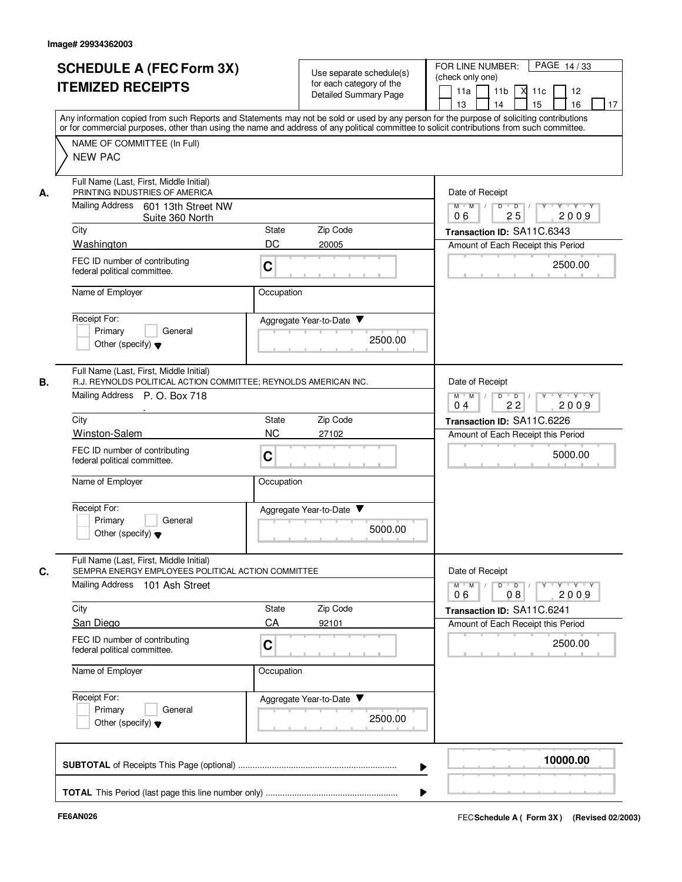Image# 29934362003

# SCHEDULE A (FEC Form 3X)
# ITEMIZED RECEIPTS

Use separate schedule(s) for each category of the Detailed Summary Page

FOR LINE NUMBER: (check only one)
11a [ ] 11b [ ] 11c [X] 12 [ ] 13 [ ] 14 [ ] 15 [ ] 16 [ ] 17 [ ]

PAGE 14 / 33

Any information copied from such Reports and Statements may not be sold or used by any person for the purpose of soliciting contributions or for commercial purposes, other than using the name and address of any political committee to solicit contributions from such committee.

NAME OF COMMITTEE (In Full)
NEW PAC

---

**A.** Full Name (Last, First, Middle Initial)
PRINTING INDUSTRIES OF AMERICA

Mailing Address: 601 13th Street NW, Suite 360 North

| City | State | Zip Code |
|---|---|---|
| Washington | DC | 20005 |

FEC ID number of contributing federal political committee: C

Name of Employer:
Occupation:

Receipt For: [ ] Primary [ ] General [ ] Other (specify)

Aggregate Year-to-Date: 2500.00

Date of Receipt: 06 / 25 / 2009

Transaction ID: SA11C.6343

Amount of Each Receipt this Period: 2500.00

---

**B.** Full Name (Last, First, Middle Initial)
R.J. REYNOLDS POLITICAL ACTION COMMITTEE; REYNOLDS AMERICAN INC.

Mailing Address: P. O. Box 718

| City | State | Zip Code |
|---|---|---|
| Winston-Salem | NC | 27102 |

FEC ID number of contributing federal political committee: C

Name of Employer:
Occupation:

Receipt For: [ ] Primary [ ] General [ ] Other (specify)

Aggregate Year-to-Date: 5000.00

Date of Receipt: 04 / 22 / 2009

Transaction ID: SA11C.6226

Amount of Each Receipt this Period: 5000.00

---

**C.** Full Name (Last, First, Middle Initial)
SEMPRA ENERGY EMPLOYEES POLITICAL ACTION COMMITTEE

Mailing Address: 101 Ash Street

| City | State | Zip Code |
|---|---|---|
| San Diego | CA | 92101 |

FEC ID number of contributing federal political committee: C

Name of Employer:
Occupation:

Receipt For: [ ] Primary [ ] General [ ] Other (specify)

Aggregate Year-to-Date: 2500.00

Date of Receipt: 06 / 08 / 2009

Transaction ID: SA11C.6241

Amount of Each Receipt this Period: 2500.00

---

**SUBTOTAL** of Receipts This Page (optional): **10000.00**

**TOTAL** This Period (last page this line number only):

FE6AN026

FEC **Schedule A ( Form 3X )** (Revised 02/2003)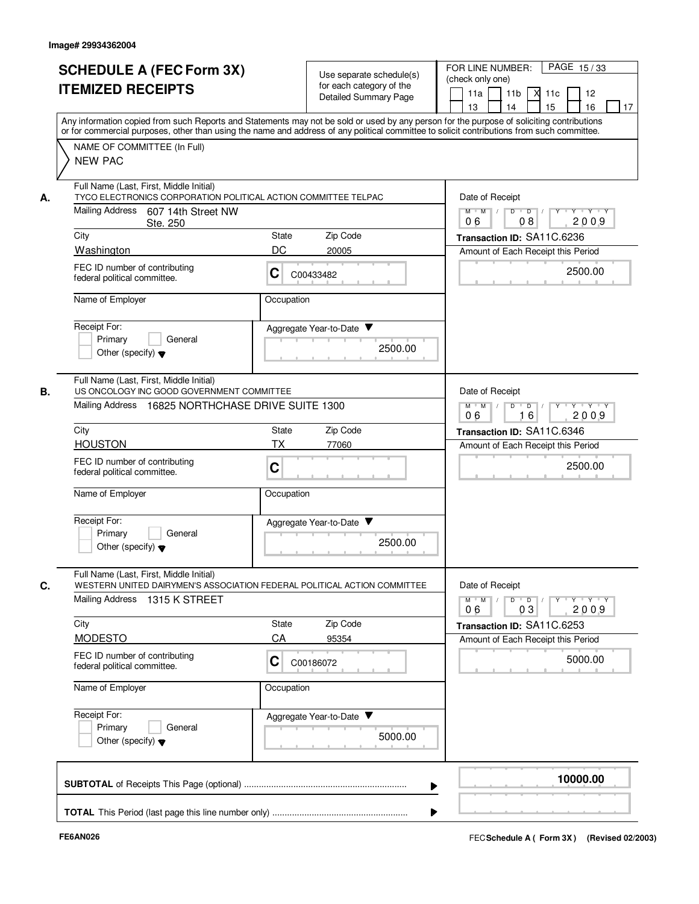Image# 29934362004

# SCHEDULE A (FEC Form 3X)
## ITEMIZED RECEIPTS

Use separate schedule(s) for each category of the Detailed Summary Page

FOR LINE NUMBER: (check only one)

11a | 11b | X 11c | 12 | 13 | 14 | 15 | 16 | 17

Any information copied from such Reports and Statements may not be sold or used by any person for the purpose of soliciting contributions or for commercial purposes, other than using the name and address of any political committee to solicit contributions from such committee.

NAME OF COMMITTEE (In Full)
NEW PAC

---

**A.** Full Name (Last, First, Middle Initial)
TYCO ELECTRONICS CORPORATION POLITICAL ACTION COMMITTEE TELPAC

Mailing Address: 607 14th Street NW Ste. 250

| City | State | Zip Code |
|---|---|---|
| Washington | DC | 20005 |

FEC ID number of contributing federal political committee: C C00433482

Name of Employer:
Occupation:

Receipt For: Primary / General / Other (specify)

Aggregate Year-to-Date: 2500.00

Date of Receipt: 06 08 2009
Transaction ID: SA11C.6236
Amount of Each Receipt this Period: 2500.00

---

**B.** Full Name (Last, First, Middle Initial)
US ONCOLOGY INC GOOD GOVERNMENT COMMITTEE

Mailing Address: 16825 NORTHCHASE DRIVE SUITE 1300

| City | State | Zip Code |
|---|---|---|
| HOUSTON | TX | 77060 |

FEC ID number of contributing federal political committee: C

Name of Employer:
Occupation:

Receipt For: Primary / General / Other (specify)

Aggregate Year-to-Date: 2500.00

Date of Receipt: 06 16 2009
Transaction ID: SA11C.6346
Amount of Each Receipt this Period: 2500.00

---

**C.** Full Name (Last, First, Middle Initial)
WESTERN UNITED DAIRYMEN'S ASSOCIATION FEDERAL POLITICAL ACTION COMMITTEE

Mailing Address: 1315 K STREET

| City | State | Zip Code |
|---|---|---|
| MODESTO | CA | 95354 |

FEC ID number of contributing federal political committee: C C00186072

Name of Employer:
Occupation:

Receipt For: Primary / General / Other (specify)

Aggregate Year-to-Date: 5000.00

Date of Receipt: 06 03 2009
Transaction ID: SA11C.6253
Amount of Each Receipt this Period: 5000.00

---

**SUBTOTAL** of Receipts This Page (optional): **10000.00**

**TOTAL** This Period (last page this line number only):

FE6AN026

FEC **Schedule A ( Form 3X)** (Revised 02/2003)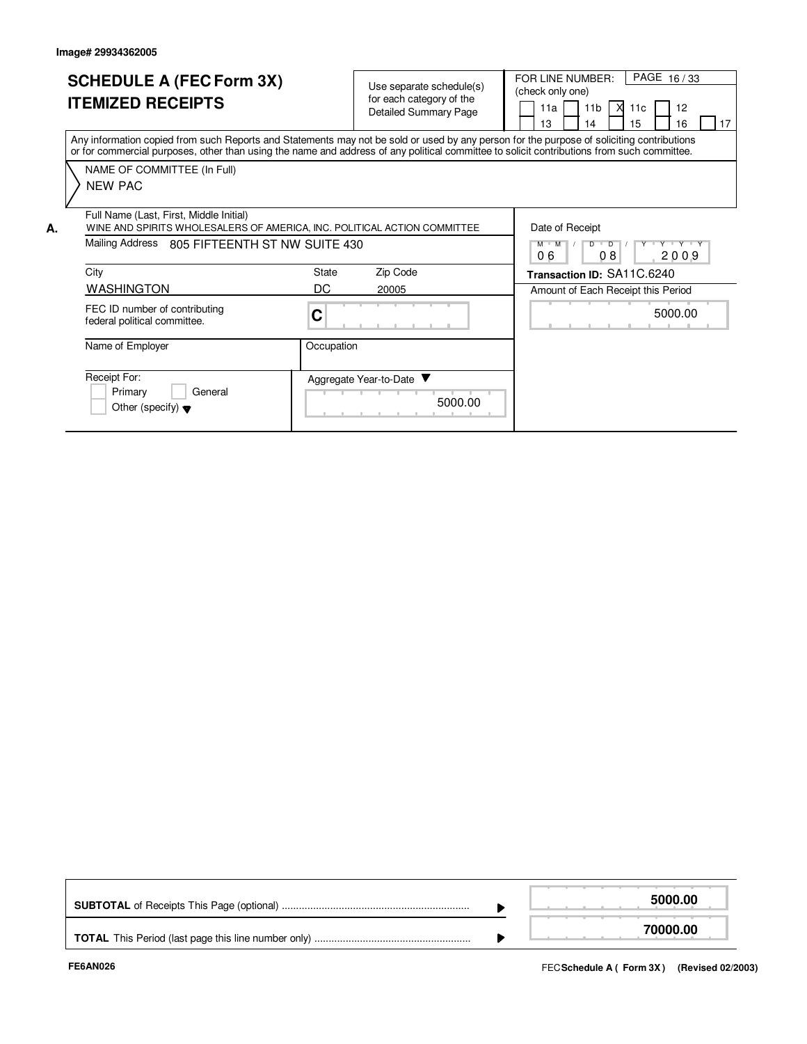Image# 29934362005

# SCHEDULE A (FEC Form 3X) ITEMIZED RECEIPTS

Use separate schedule(s) for each category of the Detailed Summary Page

FOR LINE NUMBER: (check only one)

- [ ] 11a
- [ ] 11b
- [x] 11c
- [ ] 12
- [ ] 13
- [ ] 14
- [ ] 15
- [ ] 16
- [ ] 17

Any information copied from such Reports and Statements may not be sold or used by any person for the purpose of soliciting contributions or for commercial purposes, other than using the name and address of any political committee to solicit contributions from such committee.

NAME OF COMMITTEE (In Full)
NEW PAC

**A.** Full Name (Last, First, Middle Initial)
WINE AND SPIRITS WHOLESALERS OF AMERICA, INC. POLITICAL ACTION COMMITTEE

Mailing Address: 805 FIFTEENTH ST NW SUITE 430

| City | State | Zip Code |
|---|---|---|
| WASHINGTON | DC | 20005 |

FEC ID number of contributing federal political committee: C

Name of Employer:

Occupation:

Receipt For:
- [ ] Primary
- [ ] General
- [ ] Other (specify)

Aggregate Year-to-Date: 5000.00

Date of Receipt: 06 / 08 / 2009

Transaction ID: SA11C.6240

Amount of Each Receipt this Period: 5000.00

| | |
|---|---|
| **SUBTOTAL** of Receipts This Page (optional) | **5000.00** |
| **TOTAL** This Period (last page this line number only) | **70000.00** |

FE6AN026

FEC **Schedule A ( Form 3X )** (Revised 02/2003)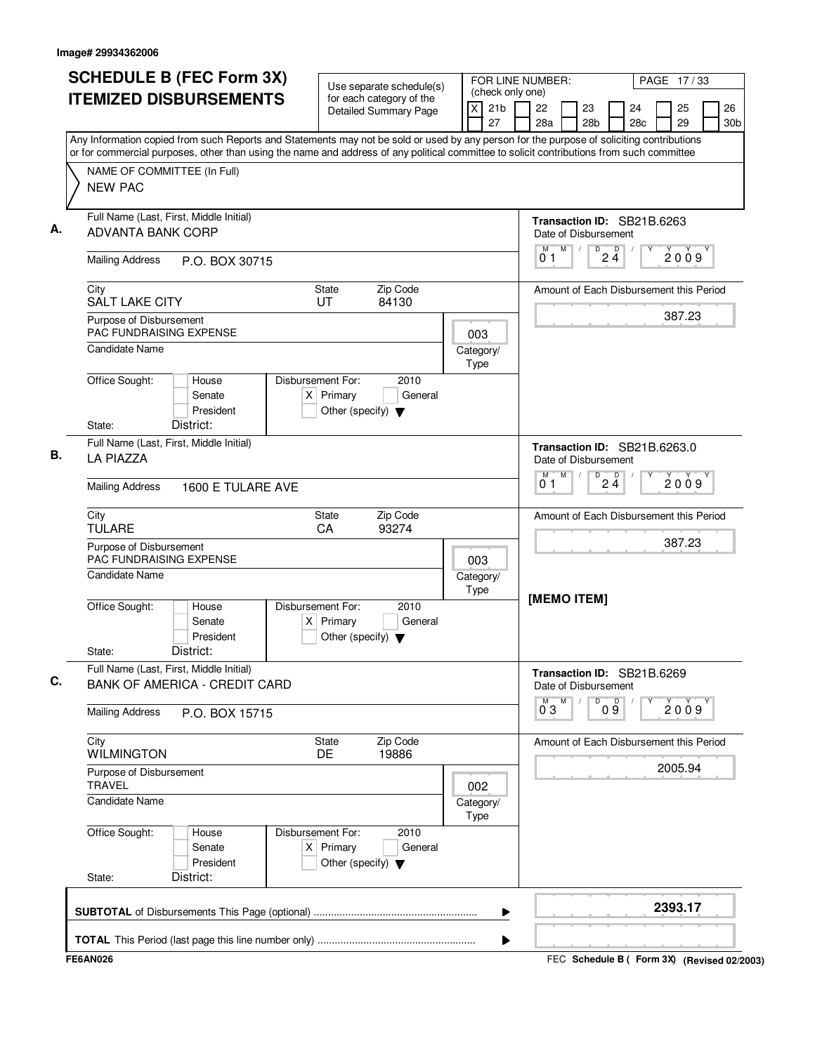Image# 29934362006

# SCHEDULE B (FEC Form 3X) ITEMIZED DISBURSEMENTS

Use separate schedule(s) for each category of the Detailed Summary Page

FOR LINE NUMBER: (check only one)

| | | | | | | | | | | | |
|---|---|---|---|---|---|---|---|---|---|---|---|
| X | 21b | | 22 | | 23 | | 24 | | 25 | | 26 |
| | 27 | | 28a | | 28b | | 28c | | 29 | | 30b |

PAGE 17 / 33

Any Information copied from such Reports and Statements may not be sold or used by any person for the purpose of soliciting contributions or for commercial purposes, other than using the name and address of any political committee to solicit contributions from such committee

NAME OF COMMITTEE (In Full)
NEW PAC

---

**A.** Full Name (Last, First, Middle Initial): ADVANTA BANK CORP

Mailing Address: P.O. BOX 30715

City: SALT LAKE CITY | State: UT | Zip Code: 84130

Purpose of Disbursement: PAC FUNDRAISING EXPENSE

Category/Type: 003

Candidate Name:

Office Sought: [ ] House [ ] Senate [ ] President

State: | District:

Disbursement For: 2010 [X] Primary [ ] General [ ] Other (specify)

Transaction ID: SB21B.6263

Date of Disbursement: 01 / 24 / 2009

Amount of Each Disbursement this Period: 387.23

---

**B.** Full Name (Last, First, Middle Initial): LA PIAZZA

Mailing Address: 1600 E TULARE AVE

City: TULARE | State: CA | Zip Code: 93274

Purpose of Disbursement: PAC FUNDRAISING EXPENSE

Category/Type: 003

Candidate Name:

Office Sought: [ ] House [ ] Senate [ ] President

State: | District:

Disbursement For: 2010 [X] Primary [ ] General [ ] Other (specify)

Transaction ID: SB21B.6263.0

Date of Disbursement: 01 / 24 / 2009

Amount of Each Disbursement this Period: 387.23

[MEMO ITEM]

---

**C.** Full Name (Last, First, Middle Initial): BANK OF AMERICA - CREDIT CARD

Mailing Address: P.O. BOX 15715

City: WILMINGTON | State: DE | Zip Code: 19886

Purpose of Disbursement: TRAVEL

Category/Type: 002

Candidate Name:

Office Sought: [ ] House [ ] Senate [ ] President

State: | District:

Disbursement For: 2010 [X] Primary [ ] General [ ] Other (specify)

Transaction ID: SB21B.6269

Date of Disbursement: 03 / 09 / 2009

Amount of Each Disbursement this Period: 2005.94

---

**SUBTOTAL** of Disbursements This Page (optional): **2393.17**

**TOTAL** This Period (last page this line number only):

FE6AN026

FEC **Schedule B ( Form 3X)** (Revised 02/2003)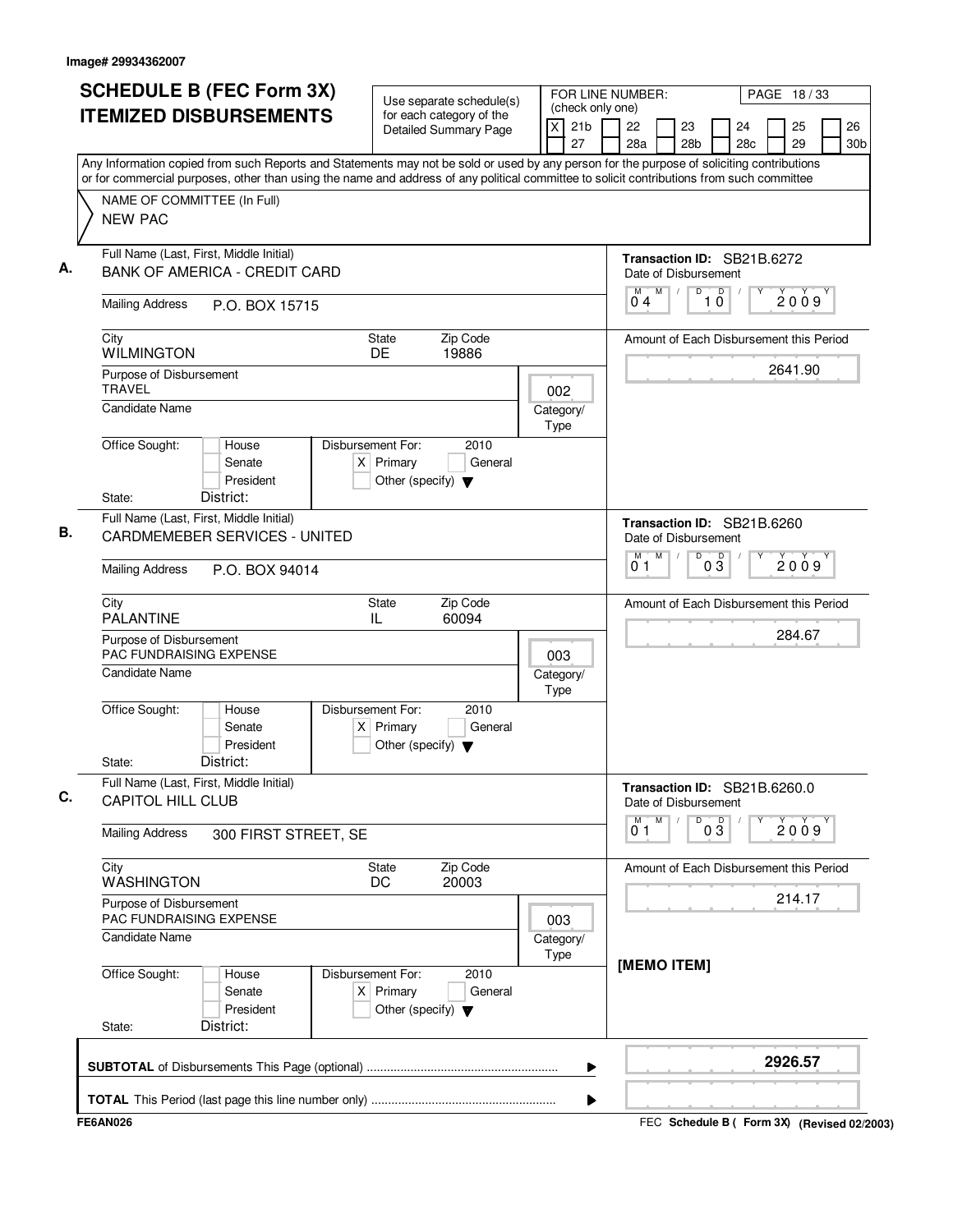Image# 29934362007

# SCHEDULE B (FEC Form 3X) ITEMIZED DISBURSEMENTS

Use separate schedule(s) for each category of the Detailed Summary Page

FOR LINE NUMBER: (check only one)

[X] 21b [ ] 22 [ ] 23 [ ] 24 [ ] 25 [ ] 26 [ ] 27 [ ] 28a [ ] 28b [ ] 28c [ ] 29 [ ] 30b

PAGE 18 / 33

Any Information copied from such Reports and Statements may not be sold or used by any person for the purpose of soliciting contributions or for commercial purposes, other than using the name and address of any political committee to solicit contributions from such committee

NAME OF COMMITTEE (In Full)
NEW PAC

---

**A.** Full Name (Last, First, Middle Initial): BANK OF AMERICA - CREDIT CARD

Mailing Address: P.O. BOX 15715

City: WILMINGTON — State: DE — Zip Code: 19886

Purpose of Disbursement: TRAVEL

Category/Type: 002

Candidate Name:

Office Sought: [ ] House [ ] Senate [ ] President — State: — District:

Disbursement For: 2010 — [X] Primary [ ] General [ ] Other (specify)

Transaction ID: SB21B.6272

Date of Disbursement: 04/10/2009

Amount of Each Disbursement this Period: 2641.90

---

**B.** Full Name (Last, First, Middle Initial): CARDMEMEBER SERVICES - UNITED

Mailing Address: P.O. BOX 94014

City: PALANTINE — State: IL — Zip Code: 60094

Purpose of Disbursement: PAC FUNDRAISING EXPENSE

Category/Type: 003

Candidate Name:

Office Sought: [ ] House [ ] Senate [ ] President — State: — District:

Disbursement For: 2010 — [X] Primary [ ] General [ ] Other (specify)

Transaction ID: SB21B.6260

Date of Disbursement: 01/03/2009

Amount of Each Disbursement this Period: 284.67

---

**C.** Full Name (Last, First, Middle Initial): CAPITOL HILL CLUB

Mailing Address: 300 FIRST STREET, SE

City: WASHINGTON — State: DC — Zip Code: 20003

Purpose of Disbursement: PAC FUNDRAISING EXPENSE

Category/Type: 003

Candidate Name:

Office Sought: [ ] House [ ] Senate [ ] President — State: — District:

Disbursement For: 2010 — [X] Primary [ ] General [ ] Other (specify)

Transaction ID: SB21B.6260.0

Date of Disbursement: 01/03/2009

Amount of Each Disbursement this Period: 214.17

[MEMO ITEM]

---

**SUBTOTAL** of Disbursements This Page (optional): **2926.57**

**TOTAL** This Period (last page this line number only):

FE6AN026 — FEC Schedule B ( Form 3X) (Revised 02/2003)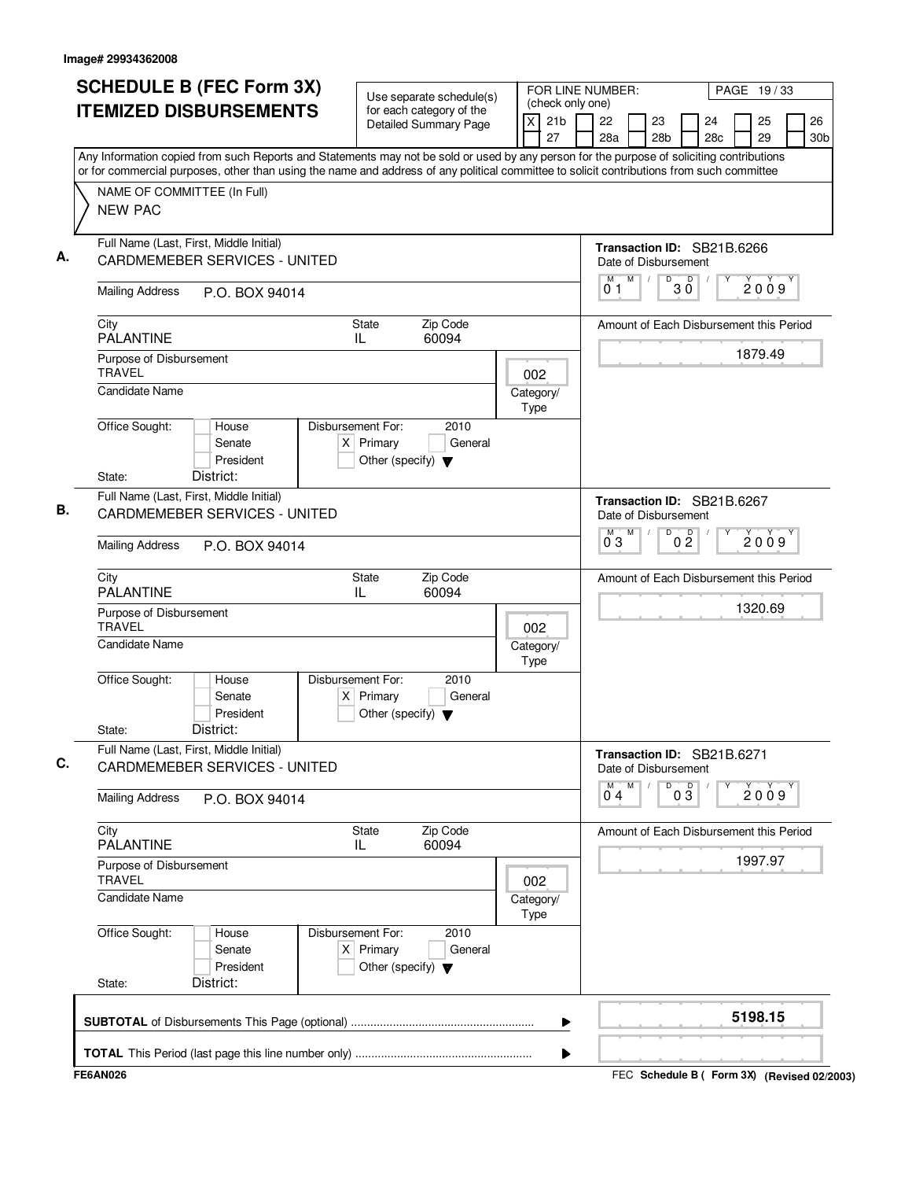Image# 29934362008

# SCHEDULE B (FEC Form 3X) ITEMIZED DISBURSEMENTS

Use separate schedule(s) for each category of the Detailed Summary Page

FOR LINE NUMBER: (check only one)

- [X] 21b
- [ ] 22
- [ ] 23
- [ ] 24
- [ ] 25
- [ ] 26
- [ ] 27
- [ ] 28a
- [ ] 28b
- [ ] 28c
- [ ] 29
- [ ] 30b

Any Information copied from such Reports and Statements may not be sold or used by any person for the purpose of soliciting contributions or for commercial purposes, other than using the name and address of any political committee to solicit contributions from such committee

NAME OF COMMITTEE (In Full)
NEW PAC

## A.

Full Name (Last, First, Middle Initial): CARDMEMEBER SERVICES - UNITED

Mailing Address: P.O. BOX 94014

City: PALANTINE | State: IL | Zip Code: 60094

Purpose of Disbursement: TRAVEL

Category/Type: 002

Candidate Name:

Office Sought: [ ] House [ ] Senate [ ] President

State: District:

Disbursement For: 2010 [X] Primary [ ] General [ ] Other (specify)

Transaction ID: SB21B.6266

Date of Disbursement: 01/30/2009

Amount of Each Disbursement this Period: 1879.49

## B.

Full Name (Last, First, Middle Initial): CARDMEMEBER SERVICES - UNITED

Mailing Address: P.O. BOX 94014

City: PALANTINE | State: IL | Zip Code: 60094

Purpose of Disbursement: TRAVEL

Category/Type: 002

Candidate Name:

Office Sought: [ ] House [ ] Senate [ ] President

State: District:

Disbursement For: 2010 [X] Primary [ ] General [ ] Other (specify)

Transaction ID: SB21B.6267

Date of Disbursement: 03/02/2009

Amount of Each Disbursement this Period: 1320.69

## C.

Full Name (Last, First, Middle Initial): CARDMEMEBER SERVICES - UNITED

Mailing Address: P.O. BOX 94014

City: PALANTINE | State: IL | Zip Code: 60094

Purpose of Disbursement: TRAVEL

Category/Type: 002

Candidate Name:

Office Sought: [ ] House [ ] Senate [ ] President

State: District:

Disbursement For: 2010 [X] Primary [ ] General [ ] Other (specify)

Transaction ID: SB21B.6271

Date of Disbursement: 04/03/2009

Amount of Each Disbursement this Period: 1997.97

**SUBTOTAL** of Disbursements This Page (optional): **5198.15**

**TOTAL** This Period (last page this line number only):

FE6AN026 FEC **Schedule B ( Form 3X)** **(Revised 02/2003)**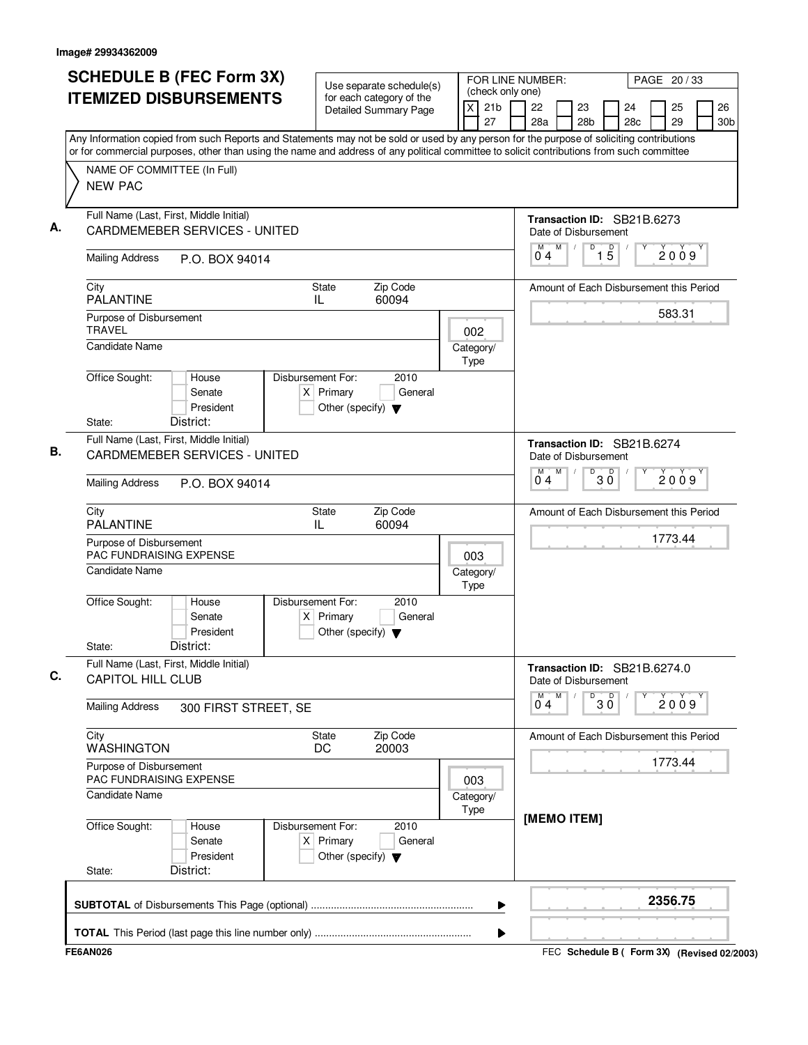Image# 29934362009

# SCHEDULE B (FEC Form 3X) ITEMIZED DISBURSEMENTS

Use separate schedule(s) for each category of the Detailed Summary Page

FOR LINE NUMBER: (check only one)

[X] 21b [ ] 22 [ ] 23 [ ] 24 [ ] 25 [ ] 26 [ ] 27 [ ] 28a [ ] 28b [ ] 28c [ ] 29 [ ] 30b

PAGE 20 / 33

Any Information copied from such Reports and Statements may not be sold or used by any person for the purpose of soliciting contributions or for commercial purposes, other than using the name and address of any political committee to solicit contributions from such committee

NAME OF COMMITTEE (In Full)
NEW PAC

---

**A.**

Full Name (Last, First, Middle Initial): CARDMEMEBER SERVICES - UNITED

Transaction ID: SB21B.6273

Date of Disbursement: 04 / 15 / 2009

Mailing Address: P.O. BOX 94014

City: PALANTINE | State: IL | Zip Code: 60094

Amount of Each Disbursement this Period: 583.31

Purpose of Disbursement: TRAVEL

Category/Type: 002

Candidate Name:

Office Sought: [ ] House [ ] Senate [ ] President

Disbursement For: 2010 [X] Primary [ ] General [ ] Other (specify)

State: District:

---

**B.**

Full Name (Last, First, Middle Initial): CARDMEMEBER SERVICES - UNITED

Transaction ID: SB21B.6274

Date of Disbursement: 04 / 30 / 2009

Mailing Address: P.O. BOX 94014

City: PALANTINE | State: IL | Zip Code: 60094

Amount of Each Disbursement this Period: 1773.44

Purpose of Disbursement: PAC FUNDRAISING EXPENSE

Category/Type: 003

Candidate Name:

Office Sought: [ ] House [ ] Senate [ ] President

Disbursement For: 2010 [X] Primary [ ] General [ ] Other (specify)

State: District:

---

**C.**

Full Name (Last, First, Middle Initial): CAPITOL HILL CLUB

Transaction ID: SB21B.6274.0

Date of Disbursement: 04 / 30 / 2009

Mailing Address: 300 FIRST STREET, SE

City: WASHINGTON | State: DC | Zip Code: 20003

Amount of Each Disbursement this Period: 1773.44

Purpose of Disbursement: PAC FUNDRAISING EXPENSE

Category/Type: 003

Candidate Name:

[MEMO ITEM]

Office Sought: [ ] House [ ] Senate [ ] President

Disbursement For: 2010 [X] Primary [ ] General [ ] Other (specify)

State: District:

---

**SUBTOTAL** of Disbursements This Page (optional): 2356.75

**TOTAL** This Period (last page this line number only):

FE6AN026

FEC Schedule B ( Form 3X) (Revised 02/2003)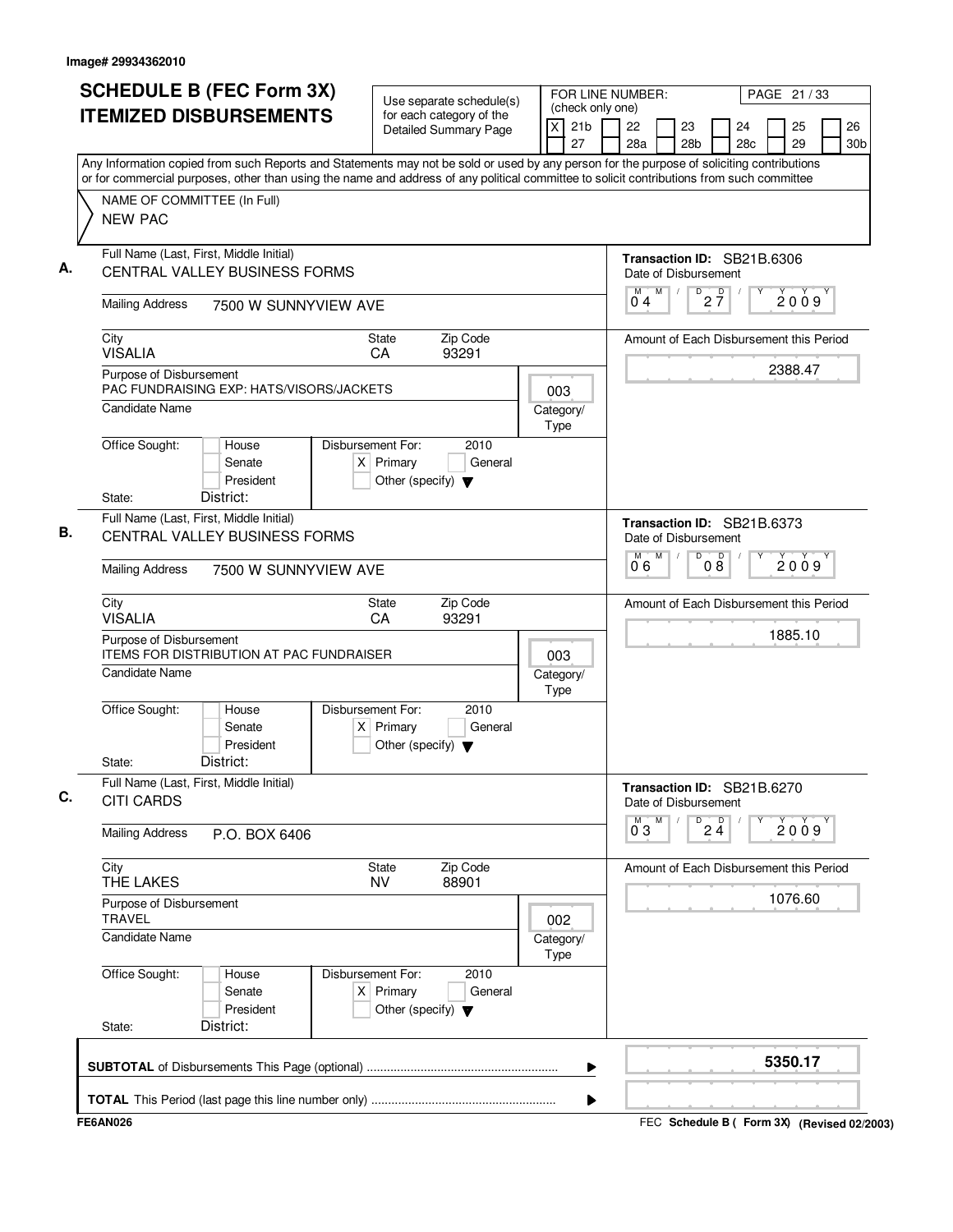Image# 29934362010

# SCHEDULE B (FEC Form 3X) ITEMIZED DISBURSEMENTS

Use separate schedule(s) for each category of the Detailed Summary Page

FOR LINE NUMBER: (check only one)

[X] 21b [ ] 22 [ ] 23 [ ] 24 [ ] 25 [ ] 26 [ ] 27 [ ] 28a [ ] 28b [ ] 28c [ ] 29 [ ] 30b

PAGE 21 / 33

Any Information copied from such Reports and Statements may not be sold or used by any person for the purpose of soliciting contributions or for commercial purposes, other than using the name and address of any political committee to solicit contributions from such committee

NAME OF COMMITTEE (In Full)
NEW PAC

---

**A.** Full Name (Last, First, Middle Initial): CENTRAL VALLEY BUSINESS FORMS

Transaction ID: SB21B.6306

Mailing Address: 7500 W SUNNYVIEW AVE

Date of Disbursement: 04 / 27 / 2009

City: VISALIA | State: CA | Zip Code: 93291

Amount of Each Disbursement this Period: 2388.47

Purpose of Disbursement: PAC FUNDRAISING EXP: HATS/VISORS/JACKETS

Category/Type: 003

Candidate Name:

Office Sought: [ ] House [ ] Senate [ ] President

State: District:

Disbursement For: 2010 [X] Primary [ ] General [ ] Other (specify)

---

**B.** Full Name (Last, First, Middle Initial): CENTRAL VALLEY BUSINESS FORMS

Transaction ID: SB21B.6373

Mailing Address: 7500 W SUNNYVIEW AVE

Date of Disbursement: 06 / 08 / 2009

City: VISALIA | State: CA | Zip Code: 93291

Amount of Each Disbursement this Period: 1885.10

Purpose of Disbursement: ITEMS FOR DISTRIBUTION AT PAC FUNDRAISER

Category/Type: 003

Candidate Name:

Office Sought: [ ] House [ ] Senate [ ] President

State: District:

Disbursement For: 2010 [X] Primary [ ] General [ ] Other (specify)

---

**C.** Full Name (Last, First, Middle Initial): CITI CARDS

Transaction ID: SB21B.6270

Mailing Address: P.O. BOX 6406

Date of Disbursement: 03 / 24 / 2009

City: THE LAKES | State: NV | Zip Code: 88901

Amount of Each Disbursement this Period: 1076.60

Purpose of Disbursement: TRAVEL

Category/Type: 002

Candidate Name:

Office Sought: [ ] House [ ] Senate [ ] President

State: District:

Disbursement For: 2010 [X] Primary [ ] General [ ] Other (specify)

---

**SUBTOTAL** of Disbursements This Page (optional) ........ 5350.17

**TOTAL** This Period (last page this line number only) ........

FE6AN026 — FEC Schedule B ( Form 3X) (Revised 02/2003)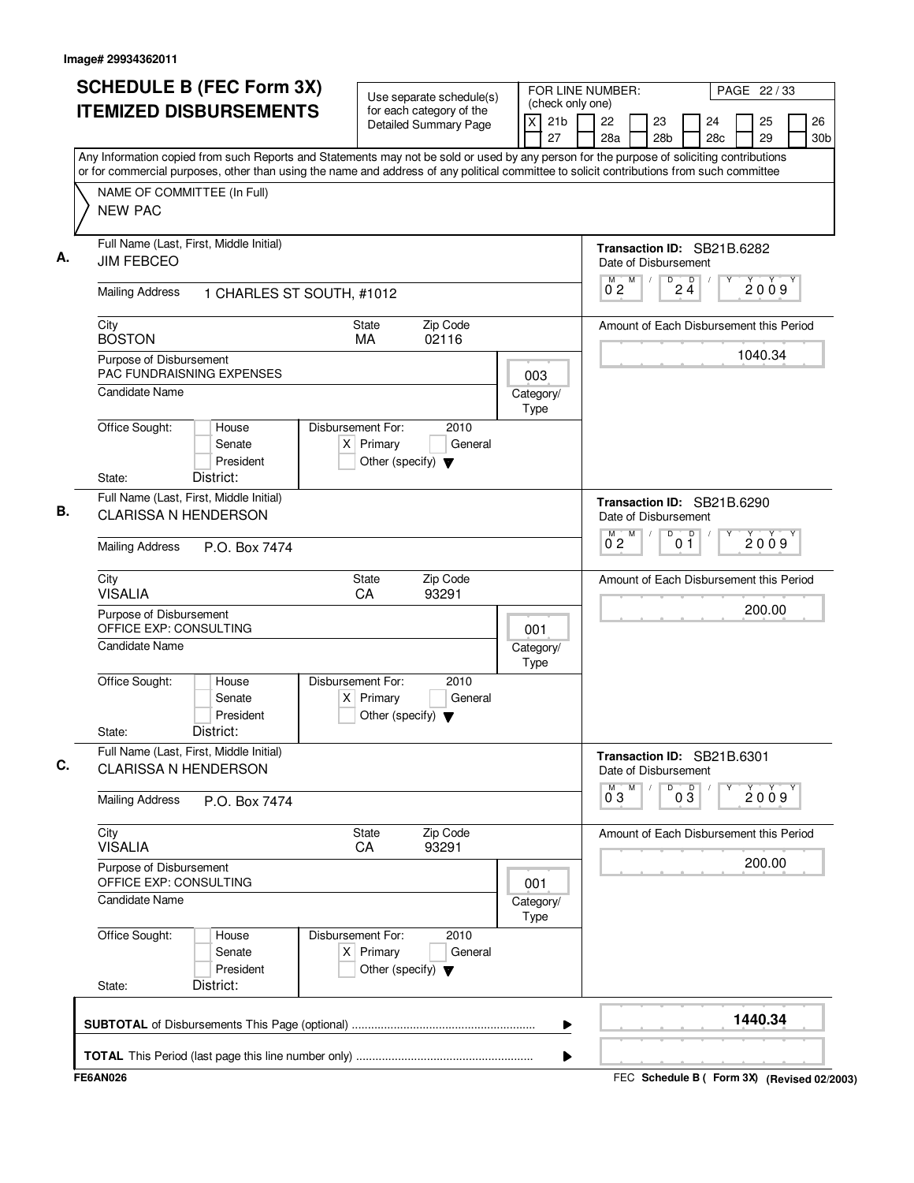Image# 29934362011

# SCHEDULE B (FEC Form 3X) ITEMIZED DISBURSEMENTS

Use separate schedule(s) for each category of the Detailed Summary Page

FOR LINE NUMBER: (check only one)

- [X] 21b
- [ ] 22
- [ ] 23
- [ ] 24
- [ ] 25
- [ ] 26
- [ ] 27
- [ ] 28a
- [ ] 28b
- [ ] 28c
- [ ] 29
- [ ] 30b

PAGE 22 / 33

Any Information copied from such Reports and Statements may not be sold or used by any person for the purpose of soliciting contributions or for commercial purposes, other than using the name and address of any political committee to solicit contributions from such committee

NAME OF COMMITTEE (In Full)
NEW PAC

---

**A.** Full Name (Last, First, Middle Initial): JIM FEBCEO

Mailing Address: 1 CHARLES ST SOUTH, #1012

City: BOSTON | State: MA | Zip Code: 02116

Purpose of Disbursement: PAC FUNDRAISNING EXPENSES

Category/Type: 003

Candidate Name:

Office Sought: [ ] House [ ] Senate [ ] President

State: District:

Disbursement For: 2010 [X] Primary [ ] General [ ] Other (specify)

Transaction ID: SB21B.6282

Date of Disbursement: 02/24/2009

Amount of Each Disbursement this Period: 1040.34

---

**B.** Full Name (Last, First, Middle Initial): CLARISSA N HENDERSON

Mailing Address: P.O. Box 7474

City: VISALIA | State: CA | Zip Code: 93291

Purpose of Disbursement: OFFICE EXP: CONSULTING

Category/Type: 001

Candidate Name:

Office Sought: [ ] House [ ] Senate [ ] President

State: District:

Disbursement For: 2010 [X] Primary [ ] General [ ] Other (specify)

Transaction ID: SB21B.6290

Date of Disbursement: 02/01/2009

Amount of Each Disbursement this Period: 200.00

---

**C.** Full Name (Last, First, Middle Initial): CLARISSA N HENDERSON

Mailing Address: P.O. Box 7474

City: VISALIA | State: CA | Zip Code: 93291

Purpose of Disbursement: OFFICE EXP: CONSULTING

Category/Type: 001

Candidate Name:

Office Sought: [ ] House [ ] Senate [ ] President

State: District:

Disbursement For: 2010 [X] Primary [ ] General [ ] Other (specify)

Transaction ID: SB21B.6301

Date of Disbursement: 03/03/2009

Amount of Each Disbursement this Period: 200.00

---

**SUBTOTAL** of Disbursements This Page (optional) ........ 1440.34

**TOTAL** This Period (last page this line number only) ........

FE6AN026

FEC **Schedule B ( Form 3X)** (Revised 02/2003)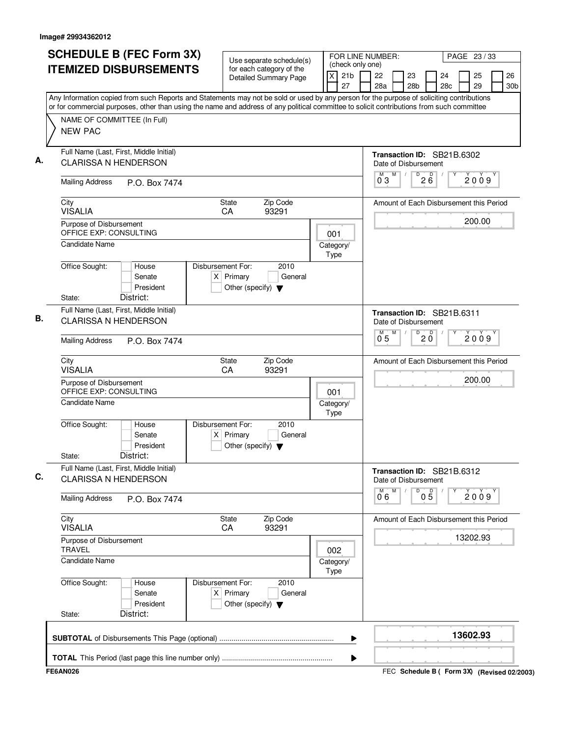Image# 29934362012

# SCHEDULE B (FEC Form 3X) ITEMIZED DISBURSEMENTS

Use separate schedule(s) for each category of the Detailed Summary Page

FOR LINE NUMBER: (check only one)

[X] 21b [ ] 22 [ ] 23 [ ] 24 [ ] 25 [ ] 26 [ ] 27 [ ] 28a [ ] 28b [ ] 28c [ ] 29 [ ] 30b

Any Information copied from such Reports and Statements may not be sold or used by any person for the purpose of soliciting contributions or for commercial purposes, other than using the name and address of any political committee to solicit contributions from such committee

NAME OF COMMITTEE (In Full)
NEW PAC

**A.**

Full Name (Last, First, Middle Initial): CLARISSA N HENDERSON

Mailing Address: P.O. Box 7474

City: VISALIA | State: CA | Zip Code: 93291

Purpose of Disbursement: OFFICE EXP: CONSULTING

Category/Type: 001

Candidate Name:

Office Sought: [ ] House [ ] Senate [ ] President

State: District:

Disbursement For: 2010 [X] Primary [ ] General [ ] Other (specify)

Transaction ID: SB21B.6302

Date of Disbursement: 03/26/2009

Amount of Each Disbursement this Period: 200.00

**B.**

Full Name (Last, First, Middle Initial): CLARISSA N HENDERSON

Mailing Address: P.O. Box 7474

City: VISALIA | State: CA | Zip Code: 93291

Purpose of Disbursement: OFFICE EXP: CONSULTING

Category/Type: 001

Candidate Name:

Office Sought: [ ] House [ ] Senate [ ] President

State: District:

Disbursement For: 2010 [X] Primary [ ] General [ ] Other (specify)

Transaction ID: SB21B.6311

Date of Disbursement: 05/20/2009

Amount of Each Disbursement this Period: 200.00

**C.**

Full Name (Last, First, Middle Initial): CLARISSA N HENDERSON

Mailing Address: P.O. Box 7474

City: VISALIA | State: CA | Zip Code: 93291

Purpose of Disbursement: TRAVEL

Category/Type: 002

Candidate Name:

Office Sought: [ ] House [ ] Senate [ ] President

State: District:

Disbursement For: 2010 [X] Primary [ ] General [ ] Other (specify)

Transaction ID: SB21B.6312

Date of Disbursement: 06/05/2009

Amount of Each Disbursement this Period: 13202.93

**SUBTOTAL** of Disbursements This Page (optional): **13602.93**

**TOTAL** This Period (last page this line number only):

FE6AN026

FEC Schedule B ( Form 3X) (Revised 02/2003)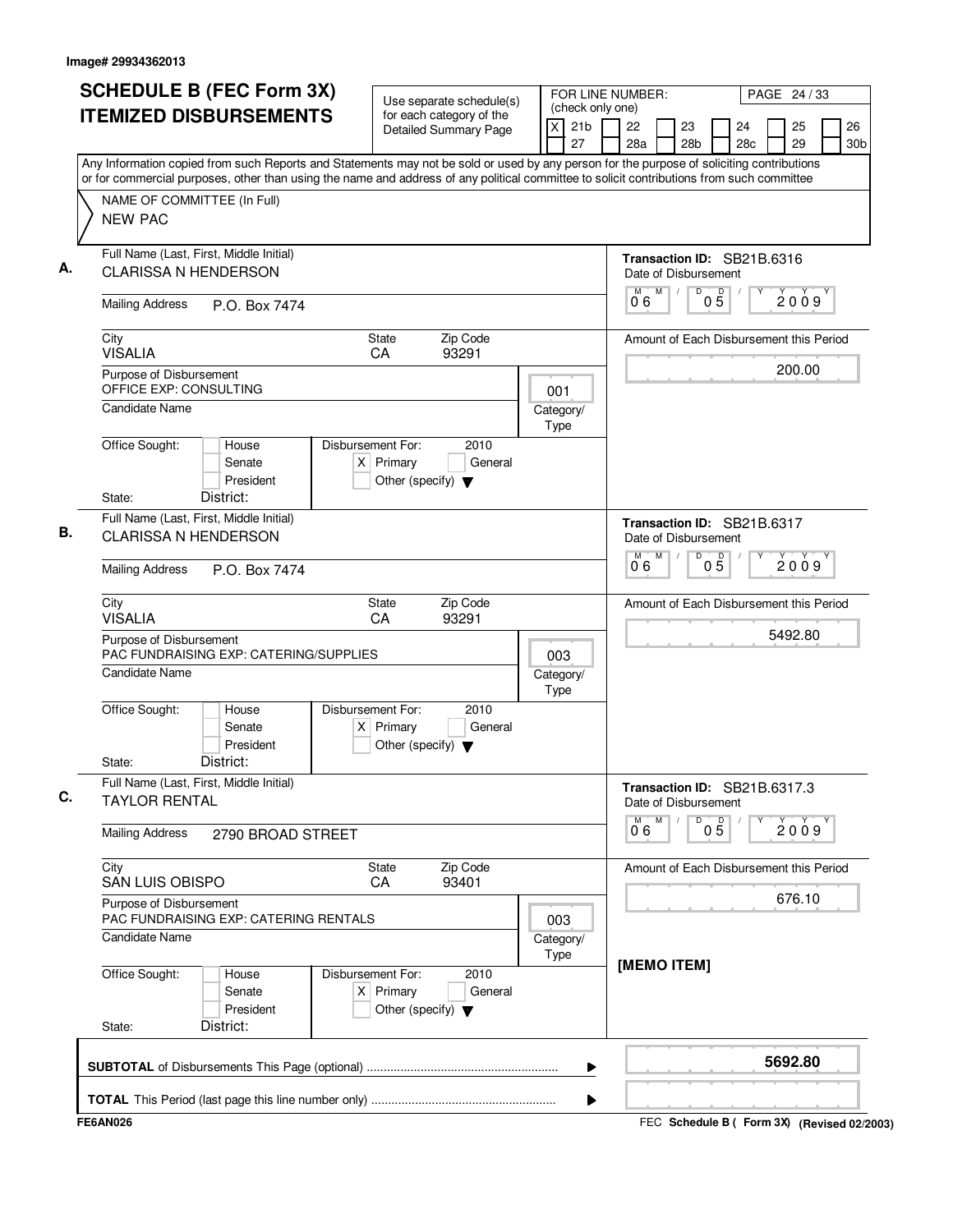Image# 29934362013

# SCHEDULE B (FEC Form 3X) ITEMIZED DISBURSEMENTS

Use separate schedule(s) for each category of the Detailed Summary Page

FOR LINE NUMBER: (check only one)

[X] 21b [ ] 22 [ ] 23 [ ] 24 [ ] 25 [ ] 26 [ ] 27 [ ] 28a [ ] 28b [ ] 28c [ ] 29 [ ] 30b

Any Information copied from such Reports and Statements may not be sold or used by any person for the purpose of soliciting contributions or for commercial purposes, other than using the name and address of any political committee to solicit contributions from such committee

NAME OF COMMITTEE (In Full)
NEW PAC

---

**A.** Full Name (Last, First, Middle Initial): CLARISSA N HENDERSON

Transaction ID: SB21B.6316

Date of Disbursement: 06 / 05 / 2009

Mailing Address: P.O. Box 7474

City: VISALIA — State: CA — Zip Code: 93291

Amount of Each Disbursement this Period: 200.00

Purpose of Disbursement: OFFICE EXP: CONSULTING

Category/Type: 001

Candidate Name:

Office Sought: [ ] House [ ] Senate [ ] President

Disbursement For: 2010 — [X] Primary [ ] General [ ] Other (specify)

State: — District:

---

**B.** Full Name (Last, First, Middle Initial): CLARISSA N HENDERSON

Transaction ID: SB21B.6317

Date of Disbursement: 06 / 05 / 2009

Mailing Address: P.O. Box 7474

City: VISALIA — State: CA — Zip Code: 93291

Amount of Each Disbursement this Period: 5492.80

Purpose of Disbursement: PAC FUNDRAISING EXP: CATERING/SUPPLIES

Category/Type: 003

Candidate Name:

Office Sought: [ ] House [ ] Senate [ ] President

Disbursement For: 2010 — [X] Primary [ ] General [ ] Other (specify)

State: — District:

---

**C.** Full Name (Last, First, Middle Initial): TAYLOR RENTAL

Transaction ID: SB21B.6317.3

Date of Disbursement: 06 / 05 / 2009

Mailing Address: 2790 BROAD STREET

City: SAN LUIS OBISPO — State: CA — Zip Code: 93401

Amount of Each Disbursement this Period: 676.10

Purpose of Disbursement: PAC FUNDRAISING EXP: CATERING RENTALS

Category/Type: 003

[MEMO ITEM]

Candidate Name:

Office Sought: [ ] House [ ] Senate [ ] President

Disbursement For: 2010 — [X] Primary [ ] General [ ] Other (specify)

State: — District:

---

**SUBTOTAL** of Disbursements This Page (optional): 5692.80

**TOTAL** This Period (last page this line number only):

FE6AN026 — FEC Schedule B ( Form 3X) (Revised 02/2003)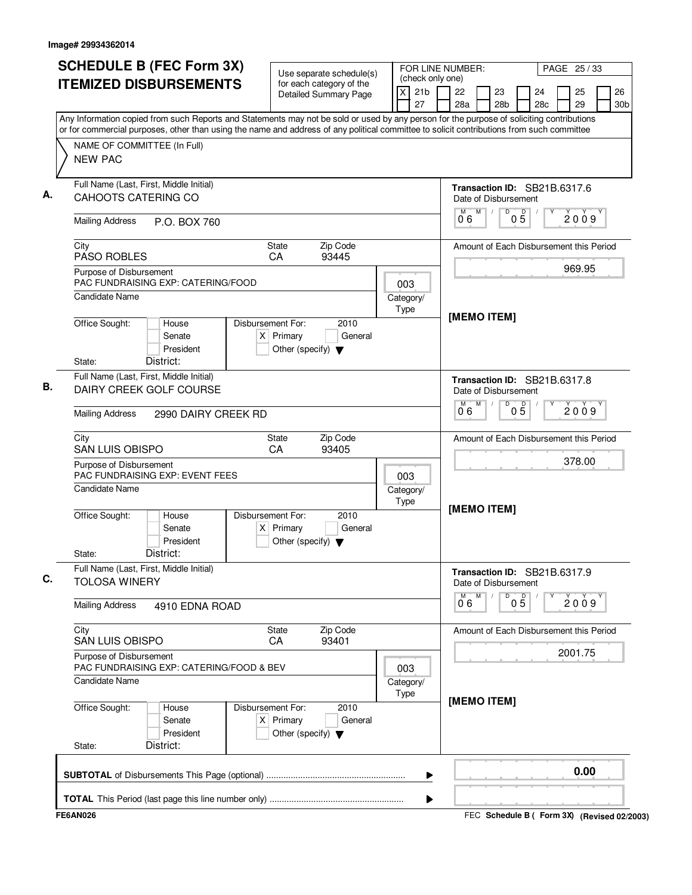Image# 29934362014

# SCHEDULE B (FEC Form 3X) ITEMIZED DISBURSEMENTS

Use separate schedule(s) for each category of the Detailed Summary Page

FOR LINE NUMBER: (check only one)

[X] 21b [ ] 22 [ ] 23 [ ] 24 [ ] 25 [ ] 26 [ ] 27 [ ] 28a [ ] 28b [ ] 28c [ ] 29 [ ] 30b

Any Information copied from such Reports and Statements may not be sold or used by any person for the purpose of soliciting contributions or for commercial purposes, other than using the name and address of any political committee to solicit contributions from such committee

NAME OF COMMITTEE (In Full)
NEW PAC

---

**A.** Full Name (Last, First, Middle Initial): CAHOOTS CATERING CO

Transaction ID: SB21B.6317.6

Mailing Address: P.O. BOX 760

Date of Disbursement: 06 / 05 / 2009

City: PASO ROBLES | State: CA | Zip Code: 93445

Amount of Each Disbursement this Period: 969.95

Purpose of Disbursement: PAC FUNDRAISING EXP: CATERING/FOOD

Category/Type: 003

Candidate Name:

[MEMO ITEM]

Office Sought: [ ] House [ ] Senate [ ] President

Disbursement For: 2010 [X] Primary [ ] General [ ] Other (specify)

State: District:

---

**B.** Full Name (Last, First, Middle Initial): DAIRY CREEK GOLF COURSE

Transaction ID: SB21B.6317.8

Mailing Address: 2990 DAIRY CREEK RD

Date of Disbursement: 06 / 05 / 2009

City: SAN LUIS OBISPO | State: CA | Zip Code: 93405

Amount of Each Disbursement this Period: 378.00

Purpose of Disbursement: PAC FUNDRAISING EXP: EVENT FEES

Category/Type: 003

Candidate Name:

[MEMO ITEM]

Office Sought: [ ] House [ ] Senate [ ] President

Disbursement For: 2010 [X] Primary [ ] General [ ] Other (specify)

State: District:

---

**C.** Full Name (Last, First, Middle Initial): TOLOSA WINERY

Transaction ID: SB21B.6317.9

Mailing Address: 4910 EDNA ROAD

Date of Disbursement: 06 / 05 / 2009

City: SAN LUIS OBISPO | State: CA | Zip Code: 93401

Amount of Each Disbursement this Period: 2001.75

Purpose of Disbursement: PAC FUNDRAISING EXP: CATERING/FOOD & BEV

Category/Type: 003

Candidate Name:

[MEMO ITEM]

Office Sought: [ ] House [ ] Senate [ ] President

Disbursement For: 2010 [X] Primary [ ] General [ ] Other (specify)

State: District:

---

**SUBTOTAL** of Disbursements This Page (optional) ........ 0.00

**TOTAL** This Period (last page this line number only) ........

FE6AN026

FEC Schedule B ( Form 3X) (Revised 02/2003)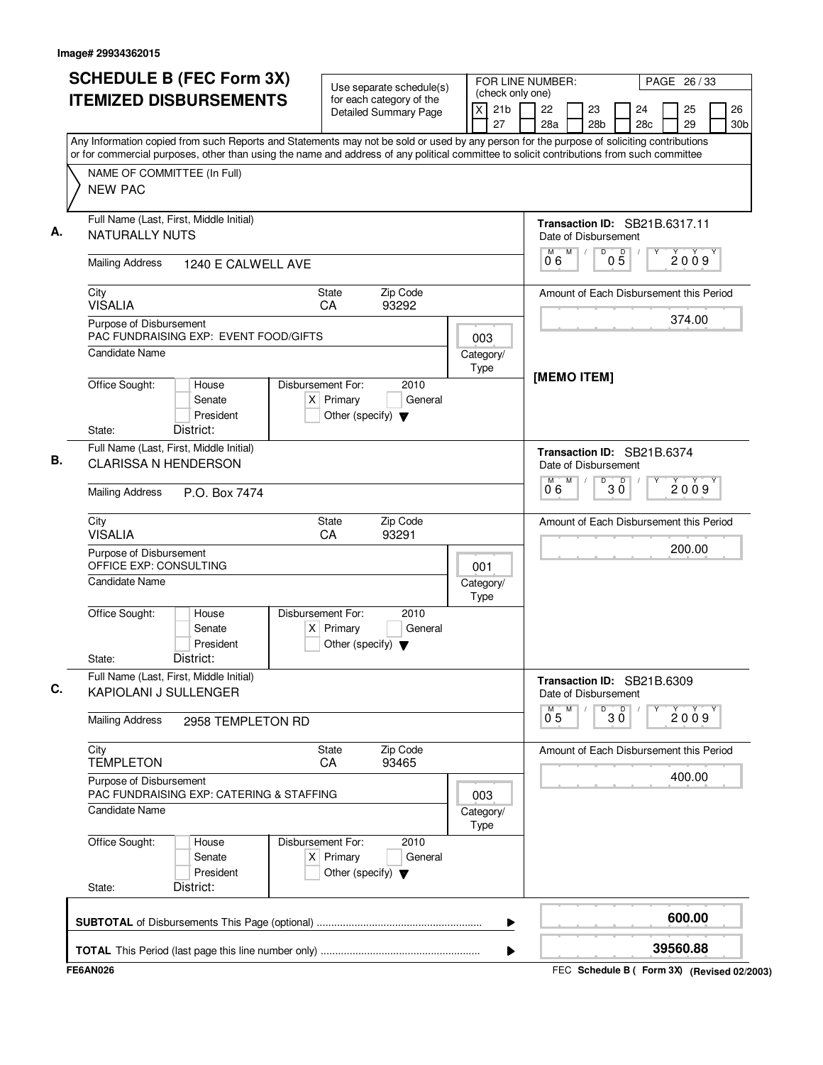Image# 29934362015

# SCHEDULE B (FEC Form 3X) ITEMIZED DISBURSEMENTS

Use separate schedule(s) for each category of the Detailed Summary Page

FOR LINE NUMBER: (check only one)

[X] 21b [ ] 22 [ ] 23 [ ] 24 [ ] 25 [ ] 26 [ ] 27 [ ] 28a [ ] 28b [ ] 28c [ ] 29 [ ] 30b

PAGE 26 / 33

Any Information copied from such Reports and Statements may not be sold or used by any person for the purpose of soliciting contributions or for commercial purposes, other than using the name and address of any political committee to solicit contributions from such committee

NAME OF COMMITTEE (In Full)
NEW PAC

---

**A.** Full Name (Last, First, Middle Initial): NATURALLY NUTS

Mailing Address: 1240 E CALWELL AVE

City: VISALIA | State: CA | Zip Code: 93292

Purpose of Disbursement: PAC FUNDRAISING EXP: EVENT FOOD/GIFTS

Category/Type: 003

Candidate Name:

Office Sought: [ ] House [ ] Senate [ ] President

State: District:

Disbursement For: 2010 [X] Primary [ ] General [ ] Other (specify)

Transaction ID: SB21B.6317.11

Date of Disbursement: 06/05/2009

Amount of Each Disbursement this Period: 374.00

[MEMO ITEM]

---

**B.** Full Name (Last, First, Middle Initial): CLARISSA N HENDERSON

Mailing Address: P.O. Box 7474

City: VISALIA | State: CA | Zip Code: 93291

Purpose of Disbursement: OFFICE EXP: CONSULTING

Category/Type: 001

Candidate Name:

Office Sought: [ ] House [ ] Senate [ ] President

State: District:

Disbursement For: 2010 [X] Primary [ ] General [ ] Other (specify)

Transaction ID: SB21B.6374

Date of Disbursement: 06/30/2009

Amount of Each Disbursement this Period: 200.00

---

**C.** Full Name (Last, First, Middle Initial): KAPIOLANI J SULLENGER

Mailing Address: 2958 TEMPLETON RD

City: TEMPLETON | State: CA | Zip Code: 93465

Purpose of Disbursement: PAC FUNDRAISING EXP: CATERING & STAFFING

Category/Type: 003

Candidate Name:

Office Sought: [ ] House [ ] Senate [ ] President

State: District:

Disbursement For: 2010 [X] Primary [ ] General [ ] Other (specify)

Transaction ID: SB21B.6309

Date of Disbursement: 05/30/2009

Amount of Each Disbursement this Period: 400.00

---

**SUBTOTAL** of Disbursements This Page (optional): **600.00**

**TOTAL** This Period (last page this line number only): **39560.88**

FE6AN026 — FEC **Schedule B ( Form 3X)** (Revised 02/2003)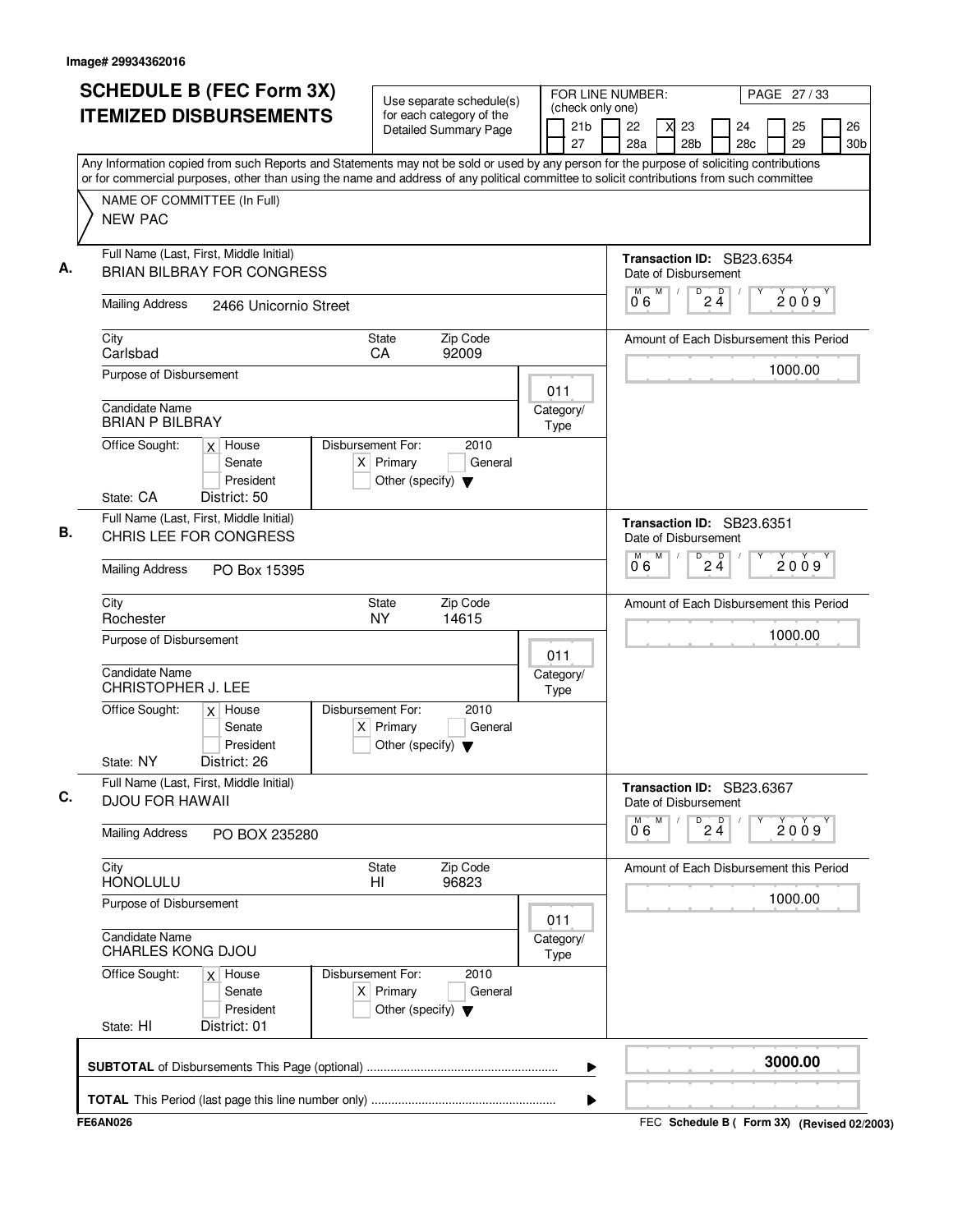Image# 29934362016

# SCHEDULE B (FEC Form 3X) ITEMIZED DISBURSEMENTS

Use separate schedule(s) for each category of the Detailed Summary Page

FOR LINE NUMBER: (check only one)

21b | 22 | [X] 23 | 24 | 25 | 26
27 | 28a | 28b | 28c | 29 | 30b

Any Information copied from such Reports and Statements may not be sold or used by any person for the purpose of soliciting contributions or for commercial purposes, other than using the name and address of any political committee to solicit contributions from such committee

NAME OF COMMITTEE (In Full)
NEW PAC

## A.

Full Name (Last, First, Middle Initial): BRIAN BILBRAY FOR CONGRESS

Transaction ID: SB23.6354

Date of Disbursement: 06 / 24 / 2009

Mailing Address: 2466 Unicornio Street

City: Carlsbad | State: CA | Zip Code: 92009

Amount of Each Disbursement this Period: 1000.00

Purpose of Disbursement:

Category/Type: 011

Candidate Name: BRIAN P BILBRAY

Office Sought: [X] House [ ] Senate [ ] President

State: CA District: 50

Disbursement For: 2010 [X] Primary [ ] General [ ] Other (specify)

## B.

Full Name (Last, First, Middle Initial): CHRIS LEE FOR CONGRESS

Transaction ID: SB23.6351

Date of Disbursement: 06 / 24 / 2009

Mailing Address: PO Box 15395

City: Rochester | State: NY | Zip Code: 14615

Amount of Each Disbursement this Period: 1000.00

Purpose of Disbursement:

Category/Type: 011

Candidate Name: CHRISTOPHER J. LEE

Office Sought: [X] House [ ] Senate [ ] President

State: NY District: 26

Disbursement For: 2010 [X] Primary [ ] General [ ] Other (specify)

## C.

Full Name (Last, First, Middle Initial): DJOU FOR HAWAII

Transaction ID: SB23.6367

Date of Disbursement: 06 / 24 / 2009

Mailing Address: PO BOX 235280

City: HONOLULU | State: HI | Zip Code: 96823

Amount of Each Disbursement this Period: 1000.00

Purpose of Disbursement:

Category/Type: 011

Candidate Name: CHARLES KONG DJOU

Office Sought: [X] House [ ] Senate [ ] President

State: HI District: 01

Disbursement For: 2010 [X] Primary [ ] General [ ] Other (specify)

---

**SUBTOTAL** of Disbursements This Page (optional): **3000.00**

**TOTAL** This Period (last page this line number only):

FE6AN026 — FEC Schedule B ( Form 3X) (Revised 02/2003)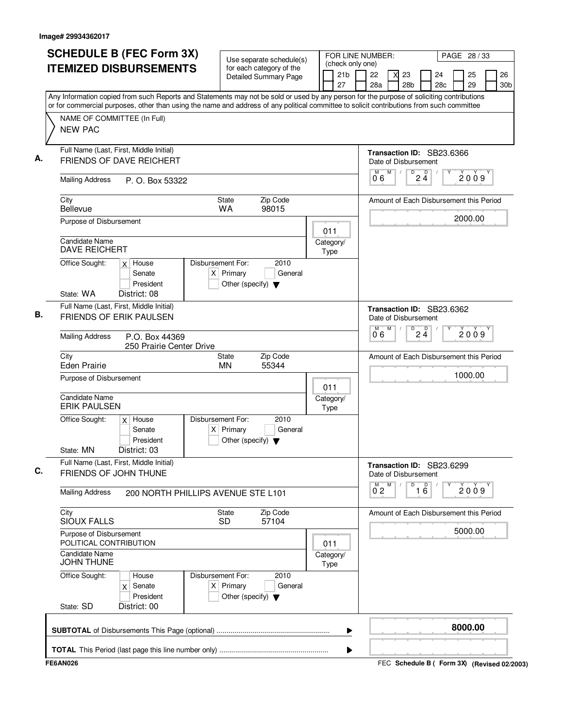Image# 29934362017

# SCHEDULE B (FEC Form 3X) ITEMIZED DISBURSEMENTS

Use separate schedule(s) for each category of the Detailed Summary Page

FOR LINE NUMBER: (check only one)

21b | 22 | [X] 23 | 24 | 25 | 26 | 27 | 28a | 28b | 28c | 29 | 30b

PAGE 28 / 33

Any Information copied from such Reports and Statements may not be sold or used by any person for the purpose of soliciting contributions or for commercial purposes, other than using the name and address of any political committee to solicit contributions from such committee

NAME OF COMMITTEE (In Full)
NEW PAC

**A.** Full Name (Last, First, Middle Initial): FRIENDS OF DAVE REICHERT

Transaction ID: SB23.6366

Date of Disbursement: 06 / 24 / 2009

Mailing Address: P. O. Box 53322

City: Bellevue | State: WA | Zip Code: 98015

Amount of Each Disbursement this Period: 2000.00

Purpose of Disbursement:

Category/Type: 011

Candidate Name: DAVE REICHERT

Office Sought: [X] House [ ] Senate [ ] President

State: WA District: 08

Disbursement For: 2010 [X] Primary [ ] General [ ] Other (specify)

**B.** Full Name (Last, First, Middle Initial): FRIENDS OF ERIK PAULSEN

Transaction ID: SB23.6362

Date of Disbursement: 06 / 24 / 2009

Mailing Address: P.O. Box 44369, 250 Prairie Center Drive

City: Eden Prairie | State: MN | Zip Code: 55344

Amount of Each Disbursement this Period: 1000.00

Purpose of Disbursement:

Category/Type: 011

Candidate Name: ERIK PAULSEN

Office Sought: [X] House [ ] Senate [ ] President

State: MN District: 03

Disbursement For: 2010 [X] Primary [ ] General [ ] Other (specify)

**C.** Full Name (Last, First, Middle Initial): FRIENDS OF JOHN THUNE

Transaction ID: SB23.6299

Date of Disbursement: 02 / 16 / 2009

Mailing Address: 200 NORTH PHILLIPS AVENUE STE L101

City: SIOUX FALLS | State: SD | Zip Code: 57104

Amount of Each Disbursement this Period: 5000.00

Purpose of Disbursement: POLITICAL CONTRIBUTION

Category/Type: 011

Candidate Name: JOHN THUNE

Office Sought: [ ] House [X] Senate [ ] President

State: SD District: 00

Disbursement For: 2010 [X] Primary [ ] General [ ] Other (specify)

**SUBTOTAL** of Disbursements This Page (optional): 8000.00

**TOTAL** This Period (last page this line number only):

FE6AN026 — FEC Schedule B ( Form 3X) (Revised 02/2003)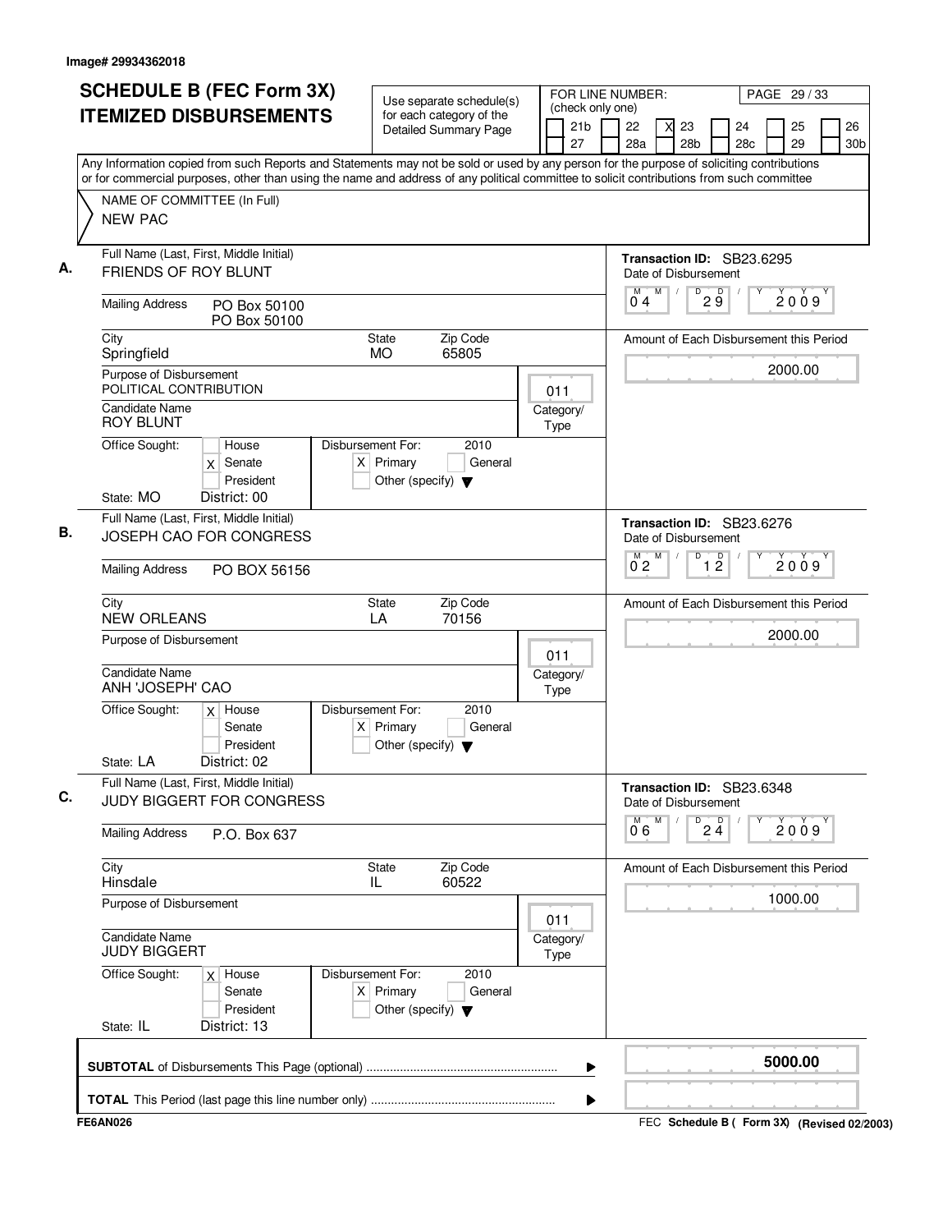Image# 29934362018

# SCHEDULE B (FEC Form 3X) ITEMIZED DISBURSEMENTS

Use separate schedule(s) for each category of the Detailed Summary Page

FOR LINE NUMBER: (check only one)
21b, 22, [X] 23, 24, 25, 26, 27, 28a, 28b, 28c, 29, 30b

PAGE 29 / 33

Any Information copied from such Reports and Statements may not be sold or used by any person for the purpose of soliciting contributions or for commercial purposes, other than using the name and address of any political committee to solicit contributions from such committee

NAME OF COMMITTEE (In Full)
NEW PAC

## A.

Full Name (Last, First, Middle Initial): FRIENDS OF ROY BLUNT

Transaction ID: SB23.6295

Date of Disbursement: 04/29/2009

Mailing Address: PO Box 50100
PO Box 50100

City: Springfield | State: MO | Zip Code: 65805

Amount of Each Disbursement this Period: 2000.00

Purpose of Disbursement: POLITICAL CONTRIBUTION

Category/Type: 011

Candidate Name: ROY BLUNT

Office Sought: [X] Senate

Disbursement For: 2010 [X] Primary

State: MO | District: 00

## B.

Full Name (Last, First, Middle Initial): JOSEPH CAO FOR CONGRESS

Transaction ID: SB23.6276

Date of Disbursement: 02/12/2009

Mailing Address: PO BOX 56156

City: NEW ORLEANS | State: LA | Zip Code: 70156

Amount of Each Disbursement this Period: 2000.00

Purpose of Disbursement:

Category/Type: 011

Candidate Name: ANH 'JOSEPH' CAO

Office Sought: [X] House

Disbursement For: 2010 [X] Primary

State: LA | District: 02

## C.

Full Name (Last, First, Middle Initial): JUDY BIGGERT FOR CONGRESS

Transaction ID: SB23.6348

Date of Disbursement: 06/24/2009

Mailing Address: P.O. Box 637

City: Hinsdale | State: IL | Zip Code: 60522

Amount of Each Disbursement this Period: 1000.00

Purpose of Disbursement:

Category/Type: 011

Candidate Name: JUDY BIGGERT

Office Sought: [X] House

Disbursement For: 2010 [X] Primary

State: IL | District: 13

**SUBTOTAL** of Disbursements This Page (optional): **5000.00**

**TOTAL** This Period (last page this line number only):

FE6AN026 — FEC Schedule B ( Form 3X) (Revised 02/2003)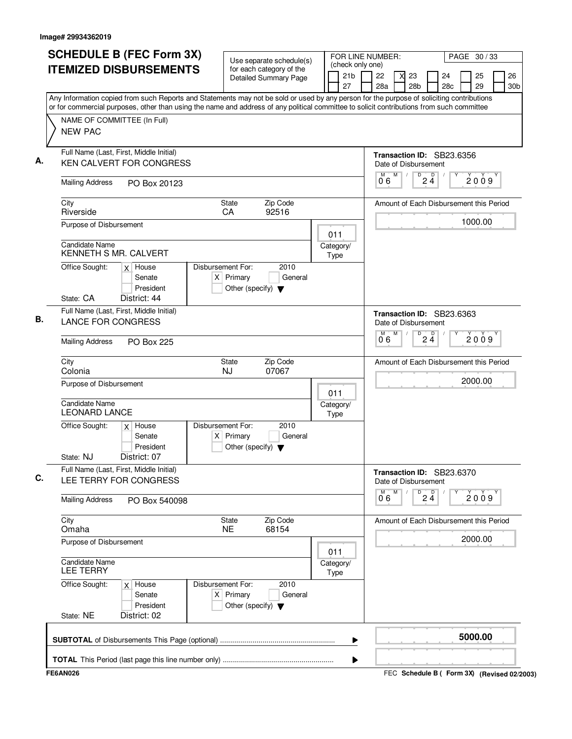Image# 29934362019

# SCHEDULE B (FEC Form 3X) ITEMIZED DISBURSEMENTS

Use separate schedule(s) for each category of the Detailed Summary Page

FOR LINE NUMBER: (check only one)

21b | 22 | [X] 23 | 24 | 25 | 26 | 27 | 28a | 28b | 28c | 29 | 30b

PAGE 30 / 33

Any Information copied from such Reports and Statements may not be sold or used by any person for the purpose of soliciting contributions or for commercial purposes, other than using the name and address of any political committee to solicit contributions from such committee

NAME OF COMMITTEE (In Full)
NEW PAC

## A.

Full Name (Last, First, Middle Initial): KEN CALVERT FOR CONGRESS

Transaction ID: SB23.6356

Date of Disbursement: 06 / 24 / 2009

Mailing Address: PO Box 20123

City: Riverside | State: CA | Zip Code: 92516

Amount of Each Disbursement this Period: 1000.00

Purpose of Disbursement:

Category/Type: 011

Candidate Name: KENNETH S MR. CALVERT

Office Sought: [X] House [ ] Senate [ ] President

Disbursement For: 2010 [X] Primary [ ] General [ ] Other (specify)

State: CA District: 44

## B.

Full Name (Last, First, Middle Initial): LANCE FOR CONGRESS

Transaction ID: SB23.6363

Date of Disbursement: 06 / 24 / 2009

Mailing Address: PO Box 225

City: Colonia | State: NJ | Zip Code: 07067

Amount of Each Disbursement this Period: 2000.00

Purpose of Disbursement:

Category/Type: 011

Candidate Name: LEONARD LANCE

Office Sought: [X] House [ ] Senate [ ] President

Disbursement For: 2010 [X] Primary [ ] General [ ] Other (specify)

State: NJ District: 07

## C.

Full Name (Last, First, Middle Initial): LEE TERRY FOR CONGRESS

Transaction ID: SB23.6370

Date of Disbursement: 06 / 24 / 2009

Mailing Address: PO Box 540098

City: Omaha | State: NE | Zip Code: 68154

Amount of Each Disbursement this Period: 2000.00

Purpose of Disbursement:

Category/Type: 011

Candidate Name: LEE TERRY

Office Sought: [X] House [ ] Senate [ ] President

Disbursement For: 2010 [X] Primary [ ] General [ ] Other (specify)

State: NE District: 02

**SUBTOTAL** of Disbursements This Page (optional): **5000.00**

**TOTAL** This Period (last page this line number only):

FE6AN026

FEC **Schedule B ( Form 3X)** **(Revised 02/2003)**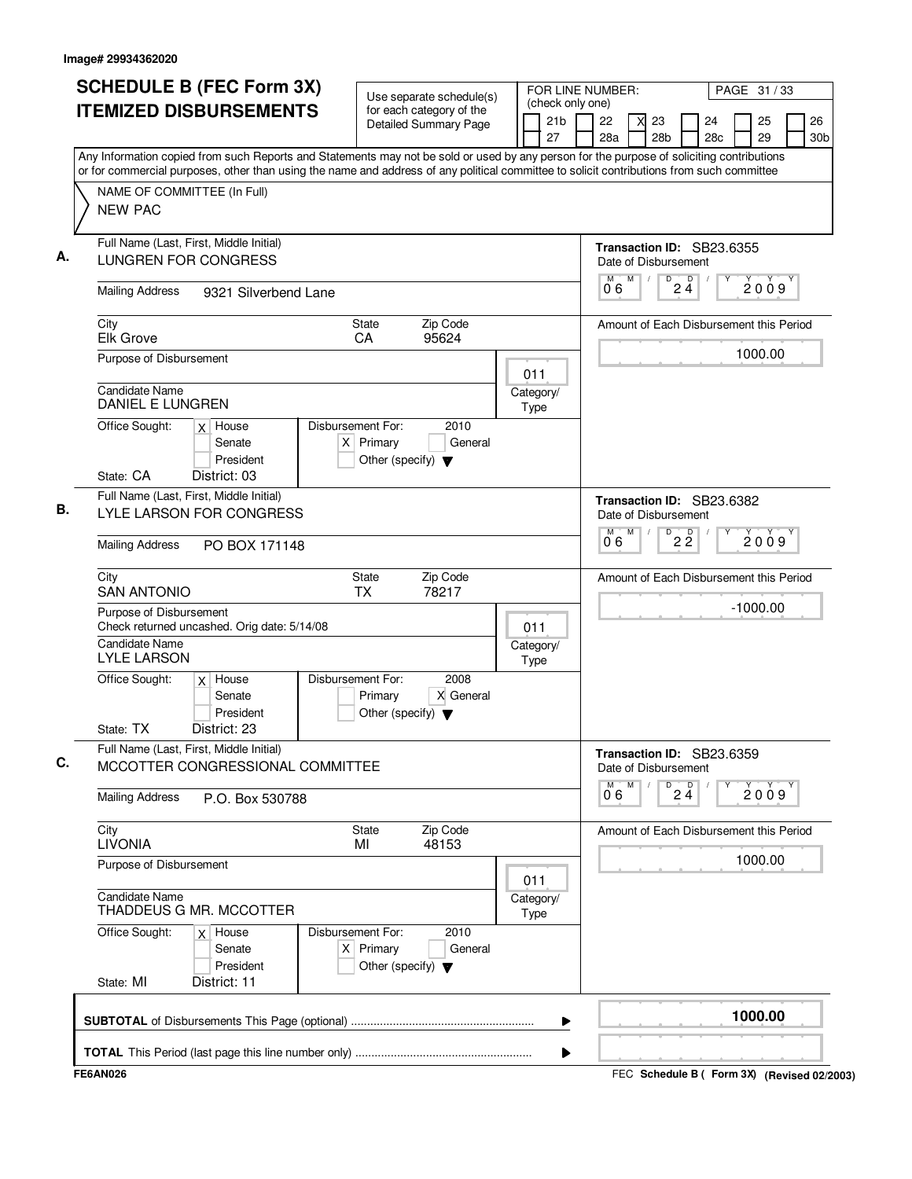Image# 29934362020

# SCHEDULE B (FEC Form 3X) ITEMIZED DISBURSEMENTS

Use separate schedule(s) for each category of the Detailed Summary Page

FOR LINE NUMBER: (check only one)
21b | 22 | X 23 | 24 | 25 | 26 | 27 | 28a | 28b | 28c | 29 | 30b

PAGE 31 / 33

Any Information copied from such Reports and Statements may not be sold or used by any person for the purpose of soliciting contributions or for commercial purposes, other than using the name and address of any political committee to solicit contributions from such committee

NAME OF COMMITTEE (In Full)
NEW PAC

---

**A.** Full Name (Last, First, Middle Initial): LUNGREN FOR CONGRESS

Mailing Address: 9321 Silverbend Lane

City: Elk Grove | State: CA | Zip Code: 95624

Purpose of Disbursement:

Category/Type: 011

Candidate Name: DANIEL E LUNGREN

Office Sought: X House | Senate | President

State: CA District: 03

Disbursement For: 2010 — X Primary | General | Other (specify)

Transaction ID: SB23.6355

Date of Disbursement: 06 / 24 / 2009

Amount of Each Disbursement this Period: 1000.00

---

**B.** Full Name (Last, First, Middle Initial): LYLE LARSON FOR CONGRESS

Mailing Address: PO BOX 171148

City: SAN ANTONIO | State: TX | Zip Code: 78217

Purpose of Disbursement: Check returned uncashed. Orig date: 5/14/08

Category/Type: 011

Candidate Name: LYLE LARSON

Office Sought: X House | Senate | President

State: TX District: 23

Disbursement For: 2008 — Primary | X General | Other (specify)

Transaction ID: SB23.6382

Date of Disbursement: 06 / 22 / 2009

Amount of Each Disbursement this Period: -1000.00

---

**C.** Full Name (Last, First, Middle Initial): MCCOTTER CONGRESSIONAL COMMITTEE

Mailing Address: P.O. Box 530788

City: LIVONIA | State: MI | Zip Code: 48153

Purpose of Disbursement:

Category/Type: 011

Candidate Name: THADDEUS G MR. MCCOTTER

Office Sought: X House | Senate | President

State: MI District: 11

Disbursement For: 2010 — X Primary | General | Other (specify)

Transaction ID: SB23.6359

Date of Disbursement: 06 / 24 / 2009

Amount of Each Disbursement this Period: 1000.00

---

**SUBTOTAL** of Disbursements This Page (optional): **1000.00**

**TOTAL** This Period (last page this line number only):

FE6AN026 — FEC Schedule B ( Form 3X) (Revised 02/2003)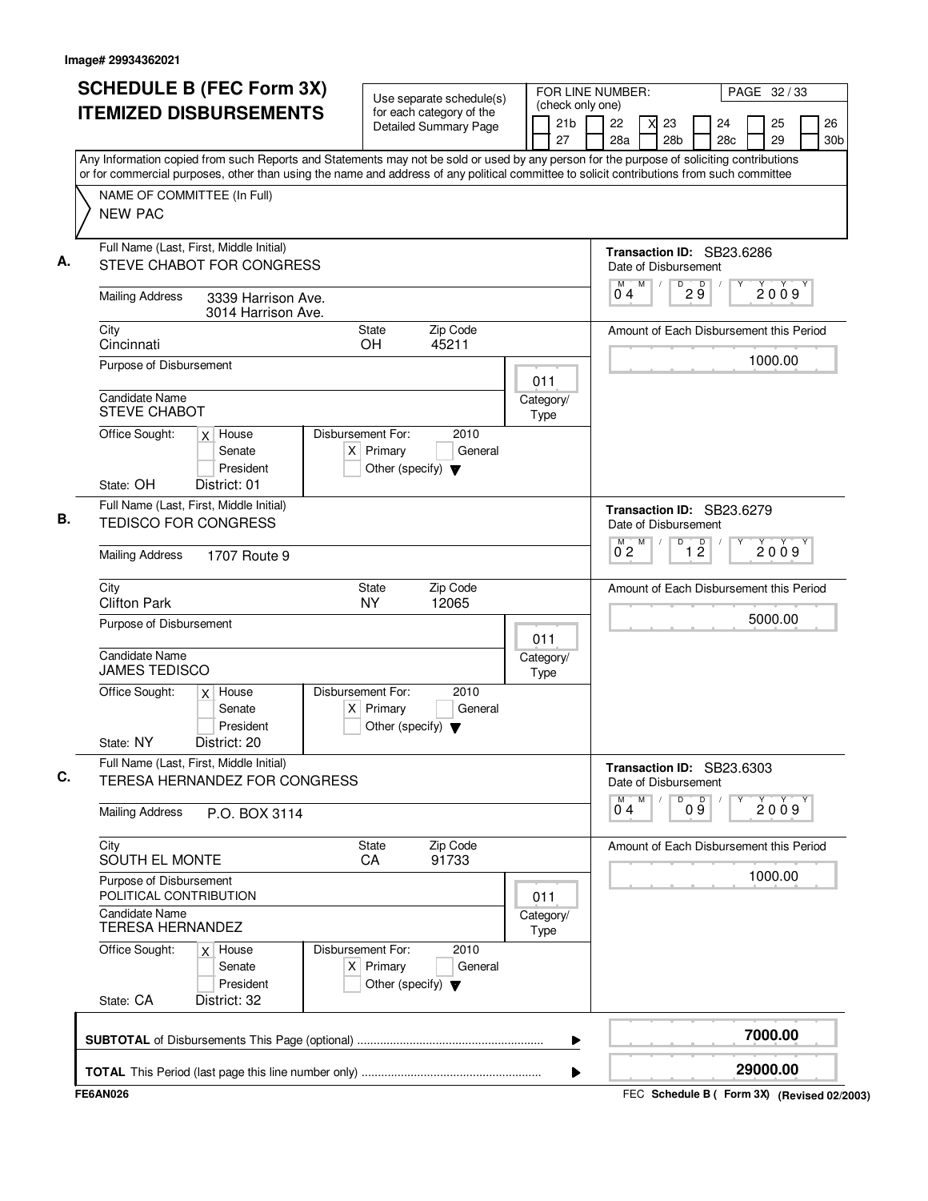Image# 29934362021

# SCHEDULE B (FEC Form 3X) ITEMIZED DISBURSEMENTS

Use separate schedule(s) for each category of the Detailed Summary Page

FOR LINE NUMBER: (check only one)

21b | 22 | [X] 23 | 24 | 25 | 26 | 27 | 28a | 28b | 28c | 29 | 30b

PAGE 32 / 33

Any Information copied from such Reports and Statements may not be sold or used by any person for the purpose of soliciting contributions or for commercial purposes, other than using the name and address of any political committee to solicit contributions from such committee

NAME OF COMMITTEE (In Full)
NEW PAC

## A.

Full Name (Last, First, Middle Initial): STEVE CHABOT FOR CONGRESS

Transaction ID: SB23.6286

Date of Disbursement: 04 / 29 / 2009

Mailing Address: 3339 Harrison Ave.
3014 Harrison Ave.

City: Cincinnati | State: OH | Zip Code: 45211

Amount of Each Disbursement this Period: 1000.00

Purpose of Disbursement:

Category/Type: 011

Candidate Name: STEVE CHABOT

Office Sought: [X] House [ ] Senate [ ] President

Disbursement For: 2010 [X] Primary [ ] General [ ] Other (specify)

State: OH District: 01

## B.

Full Name (Last, First, Middle Initial): TEDISCO FOR CONGRESS

Transaction ID: SB23.6279

Date of Disbursement: 02 / 12 / 2009

Mailing Address: 1707 Route 9

City: Clifton Park | State: NY | Zip Code: 12065

Amount of Each Disbursement this Period: 5000.00

Purpose of Disbursement:

Category/Type: 011

Candidate Name: JAMES TEDISCO

Office Sought: [X] House [ ] Senate [ ] President

Disbursement For: 2010 [X] Primary [ ] General [ ] Other (specify)

State: NY District: 20

## C.

Full Name (Last, First, Middle Initial): TERESA HERNANDEZ FOR CONGRESS

Transaction ID: SB23.6303

Date of Disbursement: 04 / 09 / 2009

Mailing Address: P.O. BOX 3114

City: SOUTH EL MONTE | State: CA | Zip Code: 91733

Amount of Each Disbursement this Period: 1000.00

Purpose of Disbursement: POLITICAL CONTRIBUTION

Category/Type: 011

Candidate Name: TERESA HERNANDEZ

Office Sought: [X] House [ ] Senate [ ] President

Disbursement For: 2010 [X] Primary [ ] General [ ] Other (specify)

State: CA District: 32

**SUBTOTAL** of Disbursements This Page (optional): 7000.00

**TOTAL** This Period (last page this line number only): 29000.00

FE6AN026

FEC Schedule B ( Form 3X) (Revised 02/2003)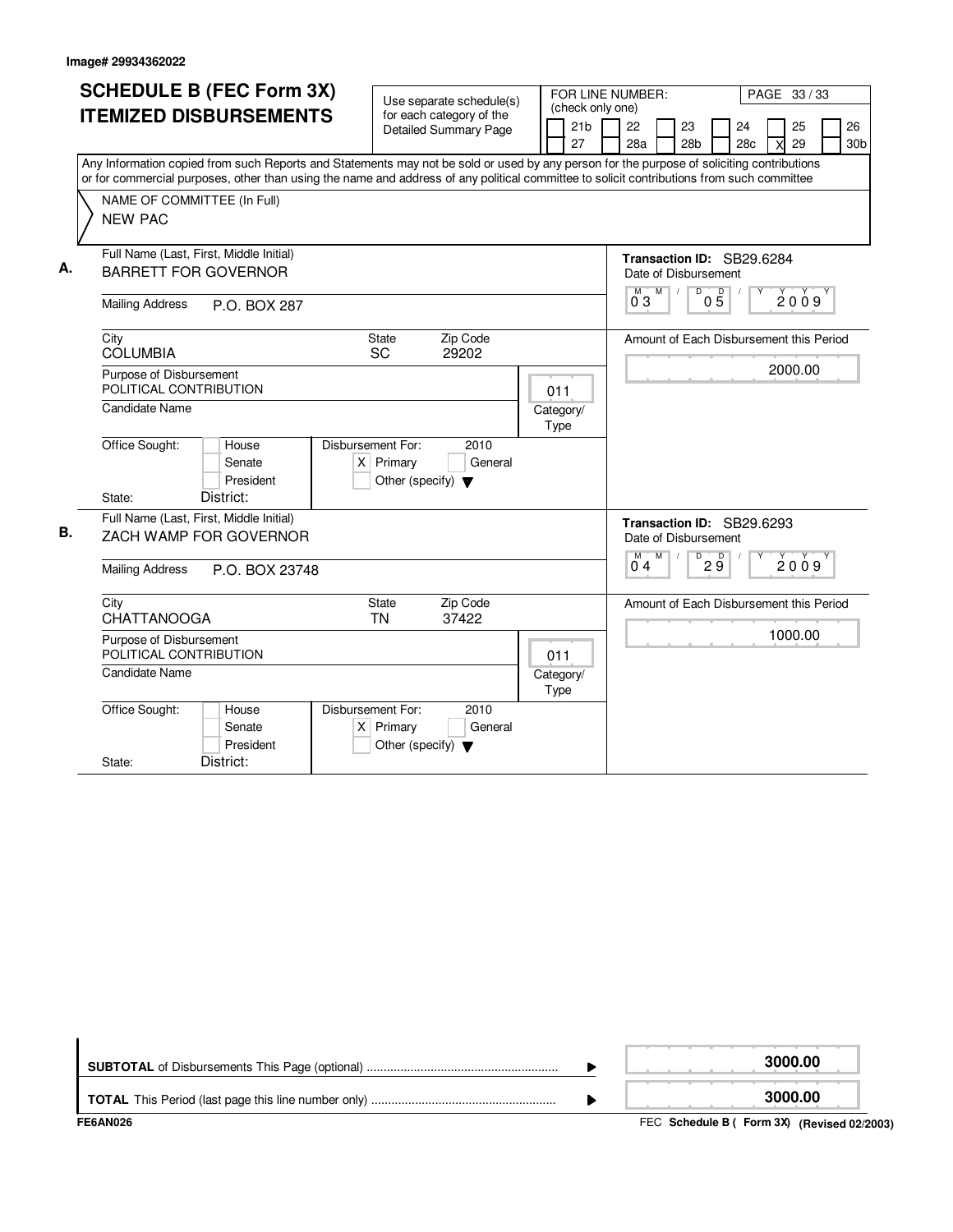Image# 29934362022

# SCHEDULE B (FEC Form 3X) ITEMIZED DISBURSEMENTS

Use separate schedule(s) for each category of the Detailed Summary Page

FOR LINE NUMBER: (check only one)

| | | | | | |
|---|---|---|---|---|---|
| 21b | 22 | 23 | 24 | 25 | 26 |
| 27 | 28a | 28b | 28c | X 29 | 30b |

PAGE 33 / 33

Any Information copied from such Reports and Statements may not be sold or used by any person for the purpose of soliciting contributions or for commercial purposes, other than using the name and address of any political committee to solicit contributions from such committee

NAME OF COMMITTEE (In Full)
NEW PAC

**A.**

Full Name (Last, First, Middle Initial): BARRETT FOR GOVERNOR

Mailing Address: P.O. BOX 287

City: COLUMBIA | State: SC | Zip Code: 29202

Purpose of Disbursement: POLITICAL CONTRIBUTION

Candidate Name:

Category/Type: 011

Office Sought: House / Senate / President

State: District:

Disbursement For: 2010 — X Primary / General / Other (specify)

Transaction ID: SB29.6284

Date of Disbursement: 03 / 05 / 2009

Amount of Each Disbursement this Period: 2000.00

**B.**

Full Name (Last, First, Middle Initial): ZACH WAMP FOR GOVERNOR

Mailing Address: P.O. BOX 23748

City: CHATTANOOGA | State: TN | Zip Code: 37422

Purpose of Disbursement: POLITICAL CONTRIBUTION

Candidate Name:

Category/Type: 011

Office Sought: House / Senate / President

State: District:

Disbursement For: 2010 — X Primary / General / Other (specify)

Transaction ID: SB29.6293

Date of Disbursement: 04 / 29 / 2009

Amount of Each Disbursement this Period: 1000.00

**SUBTOTAL** of Disbursements This Page (optional) ........ 3000.00

**TOTAL** This Period (last page this line number only) ........ 3000.00

FE6AN026

FEC **Schedule B ( Form 3X) (Revised 02/2003)**